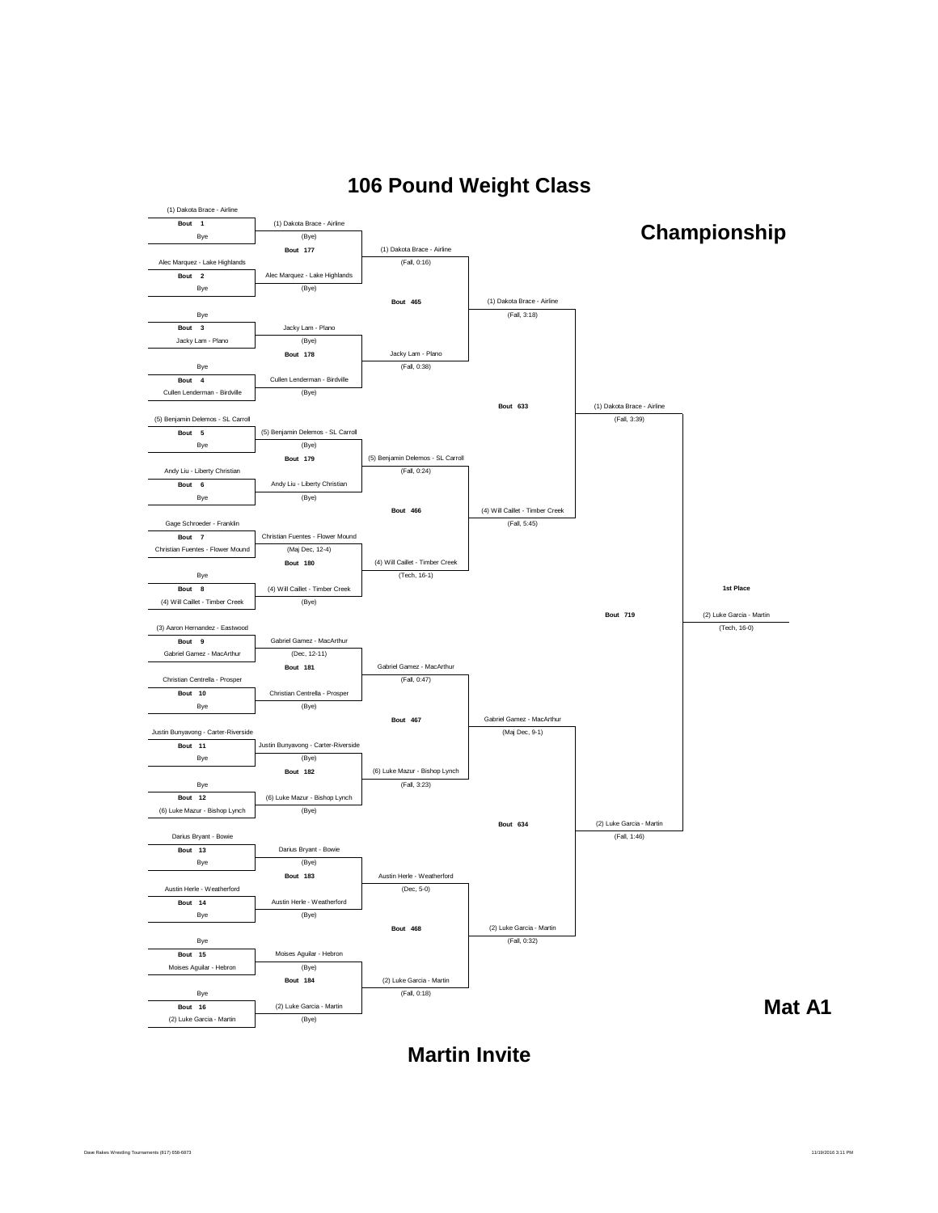# 106 Pound Weight Class

## Championship

### First Round

| Bout | Wrestler | Opponent | Winner | Result |
|---|---|---|---|---|
| Bout 1 | (1) Dakota Brace - Airline | Bye | (1) Dakota Brace - Airline | (Bye) |
| Bout 2 | Alec Marquez - Lake Highlands | Bye | Alec Marquez - Lake Highlands | (Bye) |
| Bout 3 | Bye | Jacky Lam - Plano | Jacky Lam - Plano | (Bye) |
| Bout 4 | Bye | Cullen Lenderman - Birdville | Cullen Lenderman - Birdville | (Bye) |
| Bout 5 | (5) Benjamin Delemos - SL Carroll | Bye | (5) Benjamin Delemos - SL Carroll | (Bye) |
| Bout 6 | Andy Liu - Liberty Christian | Bye | Andy Liu - Liberty Christian | (Bye) |
| Bout 7 | Gage Schroeder - Franklin | Christian Fuentes - Flower Mound | Christian Fuentes - Flower Mound | (Maj Dec, 12-4) |
| Bout 8 | Bye | (4) Will Caillet - Timber Creek | (4) Will Caillet - Timber Creek | (Bye) |
| Bout 9 | (3) Aaron Hernandez - Eastwood | Gabriel Gamez - MacArthur | Gabriel Gamez - MacArthur | (Dec, 12-11) |
| Bout 10 | Christian Centrella - Prosper | Bye | Christian Centrella - Prosper | (Bye) |
| Bout 11 | Justin Bunyavong - Carter-Riverside | Bye | Justin Bunyavong - Carter-Riverside | (Bye) |
| Bout 12 | Bye | (6) Luke Mazur - Bishop Lynch | (6) Luke Mazur - Bishop Lynch | (Bye) |
| Bout 13 | Darius Bryant - Bowie | Bye | Darius Bryant - Bowie | (Bye) |
| Bout 14 | Austin Herle - Weatherford | Bye | Austin Herle - Weatherford | (Bye) |
| Bout 15 | Bye | Moises Aguilar - Hebron | Moises Aguilar - Hebron | (Bye) |
| Bout 16 | Bye | (2) Luke Garcia - Martin | (2) Luke Garcia - Martin | (Bye) |

### Second Round

| Bout | Winner | Result |
|---|---|---|
| Bout 177 | (1) Dakota Brace - Airline | (Fall, 0:16) |
| Bout 178 | Jacky Lam - Plano | (Fall, 0:38) |
| Bout 179 | (5) Benjamin Delemos - SL Carroll | (Fall, 0:24) |
| Bout 180 | (4) Will Caillet - Timber Creek | (Tech, 16-1) |
| Bout 181 | Gabriel Gamez - MacArthur | (Fall, 0:47) |
| Bout 182 | (6) Luke Mazur - Bishop Lynch | (Fall, 3:23) |
| Bout 183 | Austin Herle - Weatherford | (Dec, 5-0) |
| Bout 184 | (2) Luke Garcia - Martin | (Fall, 0:18) |

### Quarterfinals

| Bout | Winner | Result |
|---|---|---|
| Bout 465 | (1) Dakota Brace - Airline | (Fall, 3:18) |
| Bout 466 | (4) Will Caillet - Timber Creek | (Fall, 5:45) |
| Bout 467 | Gabriel Gamez - MacArthur | (Maj Dec, 9-1) |
| Bout 468 | (2) Luke Garcia - Martin | (Fall, 0:32) |

### Semifinals

| Bout | Winner | Result |
|---|---|---|
| Bout 633 | (1) Dakota Brace - Airline | (Fall, 3:39) |
| Bout 634 | (2) Luke Garcia - Martin | (Fall, 1:46) |

### Final

| Bout | 1st Place | Result |
|---|---|---|
| Bout 719 | (2) Luke Garcia - Martin | (Tech, 16-0) |

**Mat A1**

**Martin Invite**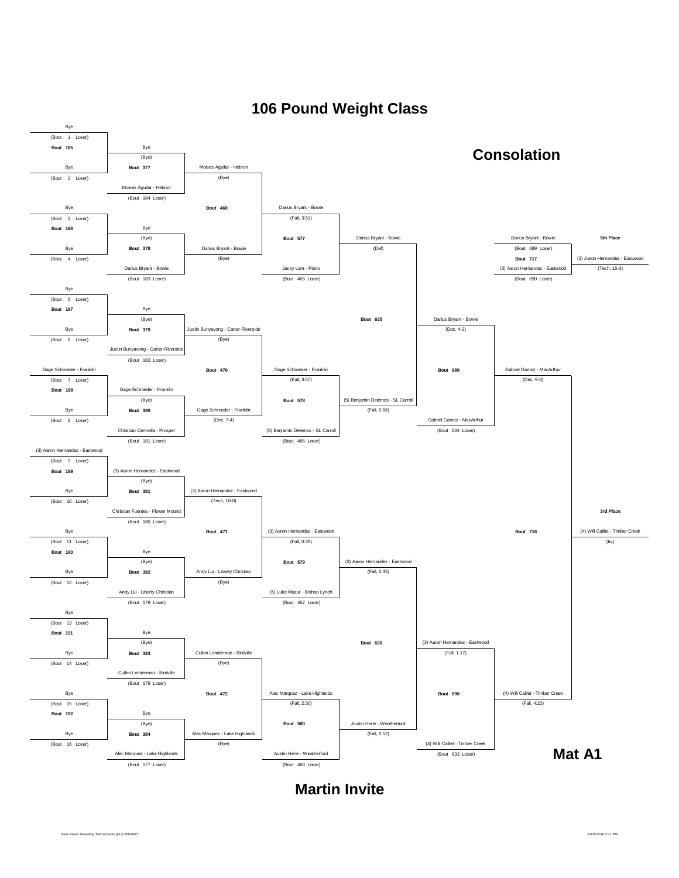# 106 Pound Weight Class

## Consolation

**Round 1**

| Bout | Top | Bottom |
|---|---|---|
| Bout 185 | Bye (Bout 1 Loser) | Bye (Bout 2 Loser) |
| Bout 186 | Bye (Bout 3 Loser) | Bye (Bout 4 Loser) |
| Bout 187 | Bye (Bout 5 Loser) | Bye (Bout 6 Loser) |
| Bout 188 | Gage Schroeder - Franklin (Bout 7 Loser) | Bye (Bout 8 Loser) |
| Bout 189 | (3) Aaron Hernandez - Eastwood (Bout 9 Loser) | Bye (Bout 10 Loser) |
| Bout 190 | Bye (Bout 11 Loser) | Bye (Bout 12 Loser) |
| Bout 191 | Bye (Bout 13 Loser) | Bye (Bout 14 Loser) |
| Bout 192 | Bye (Bout 15 Loser) | Bye (Bout 16 Loser) |

**Round 2**

| Bout | Winner of previous | Opponent | Winner |
|---|---|---|---|
| Bout 377 | Bye (Bye) | Moises Aguilar - Hebron (Bout 184 Loser) | Moises Aguilar - Hebron (Bye) |
| Bout 378 | Bye (Bye) | Darius Bryant - Bowie (Bout 183 Loser) | Darius Bryant - Bowie (Bye) |
| Bout 379 | Bye (Bye) | Justin Bunyavong - Carter-Riverside (Bout 182 Loser) | Justin Bunyavong - Carter-Riverside (Bye) |
| Bout 380 | Gage Schroeder - Franklin (Bye) | Christian Centrella - Prosper (Bout 181 Loser) | Gage Schroeder - Franklin (Dec, 7-4) |
| Bout 381 | (3) Aaron Hernandez - Eastwood (Bye) | Christian Fuentes - Flower Mound (Bout 180 Loser) | (3) Aaron Hernandez - Eastwood (Tech, 16-0) |
| Bout 382 | Bye (Bye) | Andy Liu - Liberty Christian (Bout 179 Loser) | Andy Liu - Liberty Christian (Bye) |
| Bout 383 | Bye (Bye) | Cullen Lenderman - Birdville (Bout 178 Loser) | Cullen Lenderman - Birdville (Bye) |
| Bout 384 | Bye (Bye) | Alec Marquez - Lake Highlands (Bout 177 Loser) | Alec Marquez - Lake Highlands (Bye) |

**Round 3**

| Bout | Winner |
|---|---|
| Bout 469 | Darius Bryant - Bowie (Fall, 3:51) |
| Bout 470 | Gage Schroeder - Franklin (Fall, 3:57) |
| Bout 471 | (3) Aaron Hernandez - Eastwood (Fall, 0:39) |
| Bout 472 | Alec Marquez - Lake Highlands (Fall, 2:30) |

**Round 4**

| Bout | Top | Bottom | Winner |
|---|---|---|---|
| Bout 577 | Darius Bryant - Bowie | Jacky Lam - Plano (Bout 465 Loser) | Darius Bryant - Bowie (Def) |
| Bout 578 | Gage Schroeder - Franklin | (5) Benjamin Delemos - SL Carroll (Bout 466 Loser) | (5) Benjamin Delemos - SL Carroll (Fall, 0:56) |
| Bout 579 | (3) Aaron Hernandez - Eastwood | (6) Luke Mazur - Bishop Lynch (Bout 467 Loser) | (3) Aaron Hernandez - Eastwood (Fall, 0:45) |
| Bout 580 | Alec Marquez - Lake Highlands | Austin Herle - Weatherford (Bout 468 Loser) | Austin Herle - Weatherford (Fall, 0:52) |

**Round 5**

| Bout | Winner |
|---|---|
| Bout 635 | Darius Bryant - Bowie (Dec, 4-2) |
| Bout 636 | (3) Aaron Hernandez - Eastwood (Fall, 1:17) |

**Round 6**

| Bout | Top | Bottom | Winner |
|---|---|---|---|
| Bout 689 | Darius Bryant - Bowie | Gabriel Gamez - MacArthur (Bout 634 Loser) | Gabriel Gamez - MacArthur (Dec, 9-8) |
| Bout 690 | (3) Aaron Hernandez - Eastwood | (4) Will Caillet - Timber Creek (Bout 633 Loser) | (4) Will Caillet - Timber Creek (Fall, 4:22) |

**Placement**

| Bout | Top | Bottom | Result |
|---|---|---|---|
| Bout 717 (5th Place) | Darius Bryant - Bowie (Bout 689 Loser) | (3) Aaron Hernandez - Eastwood (Bout 690 Loser) | (3) Aaron Hernandez - Eastwood (Tech, 15-0) |
| Bout 718 (3rd Place) | Gabriel Gamez - MacArthur | (4) Will Caillet - Timber Creek | (4) Will Caillet - Timber Creek (Inj) |

**Mat A1**

**Martin Invite**

Dave Rakes Wrestling Tournaments (817) 658-6873 11/19/2016 3:11 PM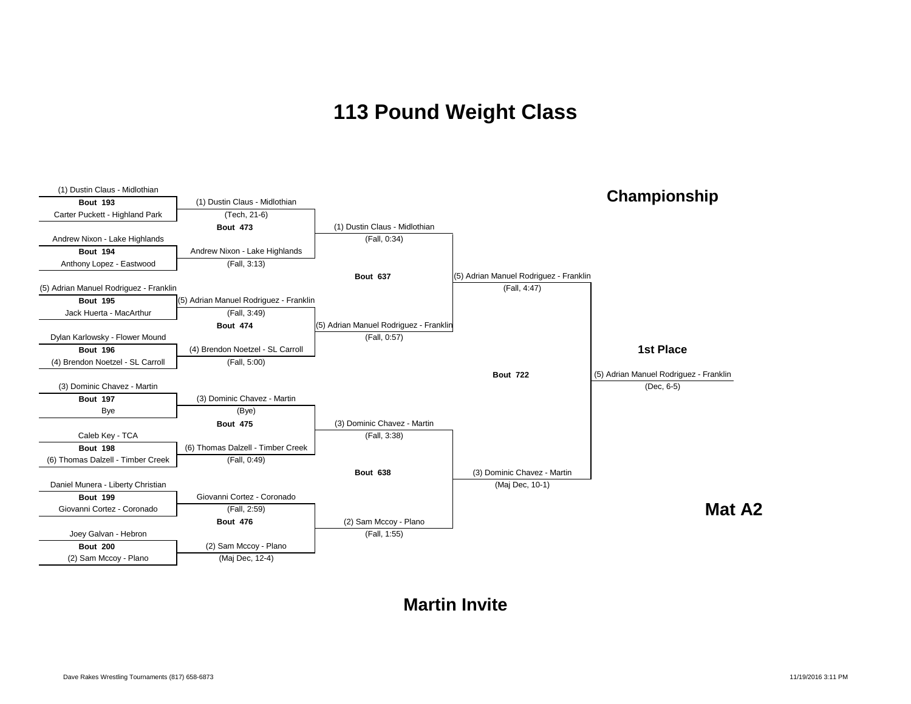# 113 Pound Weight Class

## Championship

### First Round

| Bout | Wrestler 1 | Wrestler 2 | Winner | Result |
|---|---|---|---|---|
| Bout 193 | (1) Dustin Claus - Midlothian | Carter Puckett - Highland Park | (1) Dustin Claus - Midlothian | (Tech, 21-6) |
| Bout 194 | Andrew Nixon - Lake Highlands | Anthony Lopez - Eastwood | Andrew Nixon - Lake Highlands | (Fall, 3:13) |
| Bout 195 | (5) Adrian Manuel Rodriguez - Franklin | Jack Huerta - MacArthur | (5) Adrian Manuel Rodriguez - Franklin | (Fall, 3:49) |
| Bout 196 | Dylan Karlowsky - Flower Mound | (4) Brendon Noetzel - SL Carroll | (4) Brendon Noetzel - SL Carroll | (Fall, 5:00) |
| Bout 197 | (3) Dominic Chavez - Martin | Bye | (3) Dominic Chavez - Martin | (Bye) |
| Bout 198 | Caleb Key - TCA | (6) Thomas Dalzell - Timber Creek | (6) Thomas Dalzell - Timber Creek | (Fall, 0:49) |
| Bout 199 | Daniel Munera - Liberty Christian | Giovanni Cortez - Coronado | Giovanni Cortez - Coronado | (Fall, 2:59) |
| Bout 200 | Joey Galvan - Hebron | (2) Sam Mccoy - Plano | (2) Sam Mccoy - Plano | (Maj Dec, 12-4) |

### Quarterfinals

| Bout | Winner | Result |
|---|---|---|
| Bout 473 | (1) Dustin Claus - Midlothian | (Fall, 0:34) |
| Bout 474 | (5) Adrian Manuel Rodriguez - Franklin | (Fall, 0:57) |
| Bout 475 | (3) Dominic Chavez - Martin | (Fall, 3:38) |
| Bout 476 | (2) Sam Mccoy - Plano | (Fall, 1:55) |

### Semifinals

| Bout | Winner | Result |
|---|---|---|
| Bout 637 | (5) Adrian Manuel Rodriguez - Franklin | (Fall, 4:47) |
| Bout 638 | (3) Dominic Chavez - Martin | (Maj Dec, 10-1) |

### Final

| Bout | Winner | Result |
|---|---|---|
| Bout 722 | (5) Adrian Manuel Rodriguez - Franklin | (Dec, 6-5) |

**1st Place:** (5) Adrian Manuel Rodriguez - Franklin (Dec, 6-5)

**Mat A2**

**Martin Invite**

Dave Rakes Wrestling Tournaments (817) 658-6873

11/19/2016 3:11 PM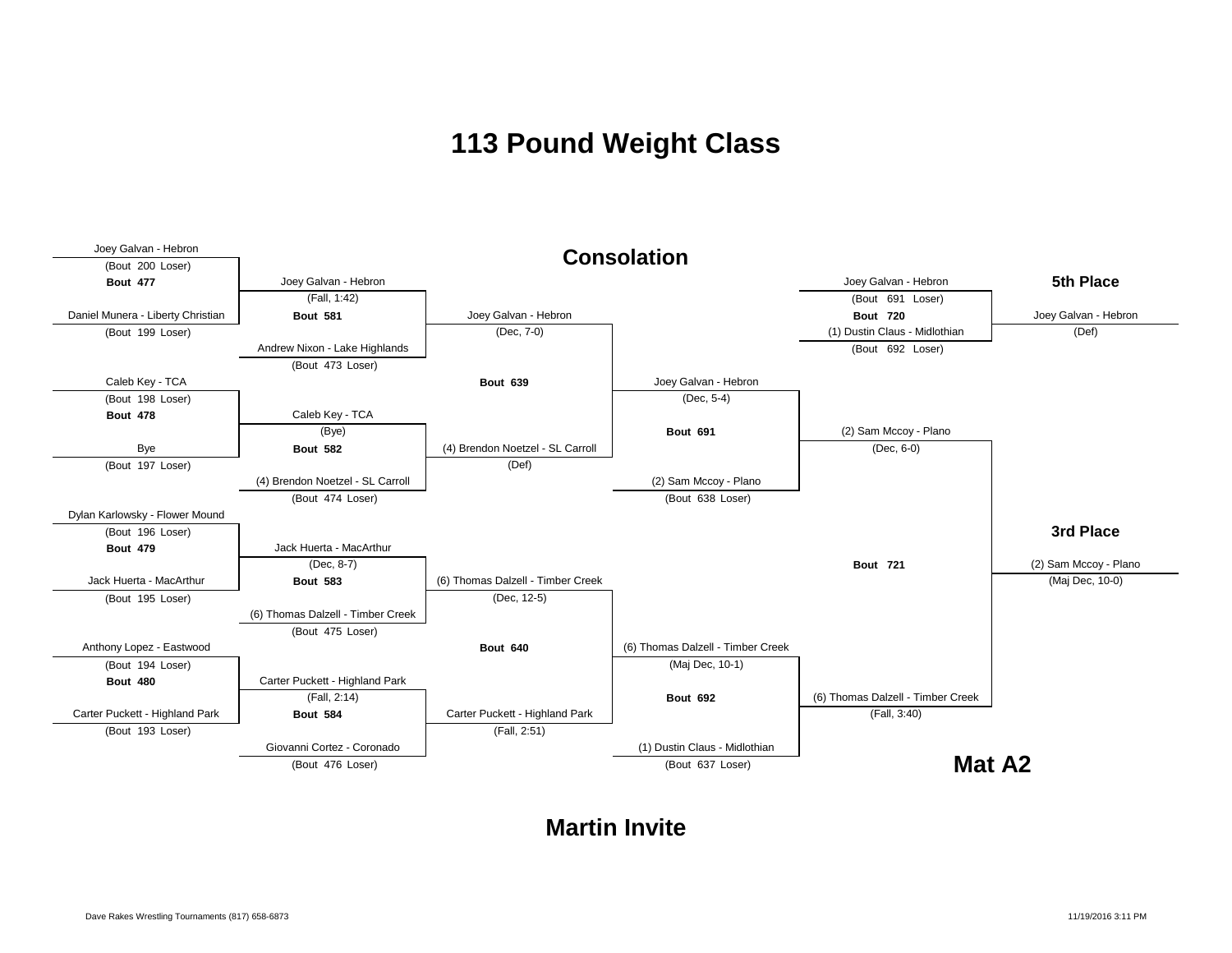# 113 Pound Weight Class

## Consolation

**Bout 477**
- Joey Galvan - Hebron (Bout 200 Loser)
- Daniel Munera - Liberty Christian (Bout 199 Loser)

**Bout 478**
- Caleb Key - TCA (Bout 198 Loser)
- Bye (Bout 197 Loser)

**Bout 479**
- Dylan Karlowsky - Flower Mound (Bout 196 Loser)
- Jack Huerta - MacArthur (Bout 195 Loser)

**Bout 480**
- Anthony Lopez - Eastwood (Bout 194 Loser)
- Carter Puckett - Highland Park (Bout 193 Loser)

**Bout 581**
- Joey Galvan - Hebron (Fall, 1:42)
- Andrew Nixon - Lake Highlands (Bout 473 Loser)

**Bout 582**
- Caleb Key - TCA (Bye)
- (4) Brendon Noetzel - SL Carroll (Bout 474 Loser)

**Bout 583**
- Jack Huerta - MacArthur (Dec, 8-7)
- (6) Thomas Dalzell - Timber Creek (Bout 475 Loser)

**Bout 584**
- Carter Puckett - Highland Park (Fall, 2:14)
- Giovanni Cortez - Coronado (Bout 476 Loser)

**Bout 639**
- Joey Galvan - Hebron (Dec, 7-0)
- (4) Brendon Noetzel - SL Carroll (Def)

**Bout 640**
- (6) Thomas Dalzell - Timber Creek (Dec, 12-5)
- Carter Puckett - Highland Park (Fall, 2:51)

**Bout 691**
- Joey Galvan - Hebron (Dec, 5-4)
- (2) Sam Mccoy - Plano (Bout 638 Loser)

**Bout 692**
- (6) Thomas Dalzell - Timber Creek (Maj Dec, 10-1)
- (1) Dustin Claus - Midlothian (Bout 637 Loser)

**Bout 720**
- Joey Galvan - Hebron (Bout 691 Loser)
- (1) Dustin Claus - Midlothian (Bout 692 Loser)

**Bout 721**
- (2) Sam Mccoy - Plano (Dec, 6-0)
- (6) Thomas Dalzell - Timber Creek (Fall, 3:40)

### 5th Place
Joey Galvan - Hebron (Def)

### 3rd Place
(2) Sam Mccoy - Plano (Maj Dec, 10-0)

**Mat A2**

**Martin Invite**

Dave Rakes Wrestling Tournaments (817) 658-6873

11/19/2016 3:11 PM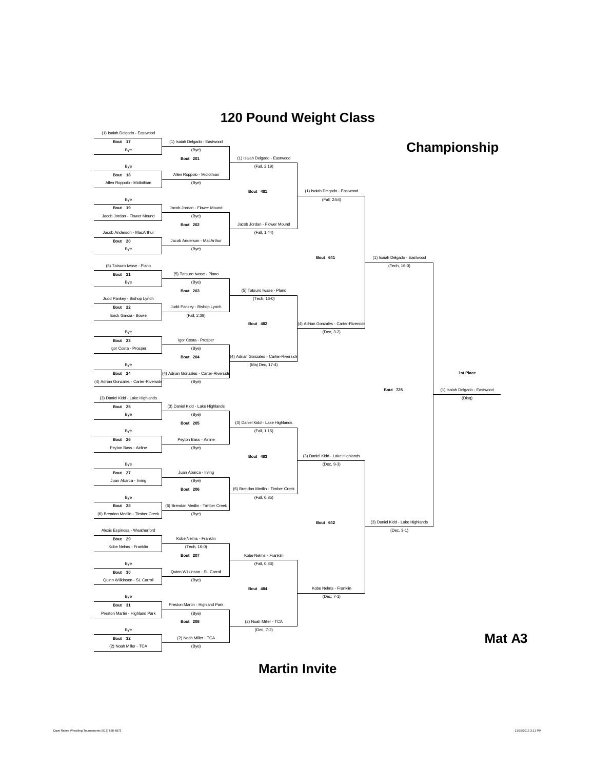# 120 Pound Weight Class

## Championship

### First Round

| Bout | Wrestler 1 | Wrestler 2 | Winner | Result |
|---|---|---|---|---|
| 17 | (1) Isaiah Delgado - Eastwood | Bye | (1) Isaiah Delgado - Eastwood | (Bye) |
| 18 | Bye | Allen Roppolo - Midlothian | Allen Roppolo - Midlothian | (Bye) |
| 19 | Bye | Jacob Jordan - Flower Mound | Jacob Jordan - Flower Mound | (Bye) |
| 20 | Jacob Anderson - MacArthur | Bye | Jacob Anderson - MacArthur | (Bye) |
| 21 | (5) Tatsuro Iwase - Plano | Bye | (5) Tatsuro Iwase - Plano | (Bye) |
| 22 | Judd Pankey - Bishop Lynch | Erick Garcia - Bowie | Judd Pankey - Bishop Lynch | (Fall, 2:39) |
| 23 | Bye | Igor Costa - Prosper | Igor Costa - Prosper | (Bye) |
| 24 | Bye | (4) Adrian Gonzales - Carter-Riverside | (4) Adrian Gonzales - Carter-Riverside | (Bye) |
| 25 | (3) Daniel Kidd - Lake Highlands | Bye | (3) Daniel Kidd - Lake Highlands | (Bye) |
| 26 | Bye | Peyton Bass - Airline | Peyton Bass - Airline | (Bye) |
| 27 | Bye | Juan Abarca - Irving | Juan Abarca - Irving | (Bye) |
| 28 | Bye | (6) Brendan Medlin - Timber Creek | (6) Brendan Medlin - Timber Creek | (Bye) |
| 29 | Alexis Espinosa - Weatherford | Kobe Nelms - Franklin | Kobe Nelms - Franklin | (Tech, 16-0) |
| 30 | Bye | Quinn Wilkinson - SL Carroll | Quinn Wilkinson - SL Carroll | (Bye) |
| 31 | Bye | Preston Martin - Highland Park | Preston Martin - Highland Park | (Bye) |
| 32 | Bye | (2) Noah Miller - TCA | (2) Noah Miller - TCA | (Bye) |

### Second Round

| Bout | Winner | Result |
|---|---|---|
| 201 | (1) Isaiah Delgado - Eastwood | (Fall, 2:19) |
| 202 | Jacob Jordan - Flower Mound | (Fall, 1:44) |
| 203 | (5) Tatsuro Iwase - Plano | (Tech, 16-0) |
| 204 | (4) Adrian Gonzales - Carter-Riverside | (Maj Dec, 17-4) |
| 205 | (3) Daniel Kidd - Lake Highlands | (Fall, 1:15) |
| 206 | (6) Brendan Medlin - Timber Creek | (Fall, 0:35) |
| 207 | Kobe Nelms - Franklin | (Fall, 0:33) |
| 208 | (2) Noah Miller - TCA | (Dec, 7-2) |

### Quarterfinals

| Bout | Winner | Result |
|---|---|---|
| 481 | (1) Isaiah Delgado - Eastwood | (Fall, 2:54) |
| 482 | (4) Adrian Gonzales - Carter-Riverside | (Dec, 3-2) |
| 483 | (3) Daniel Kidd - Lake Highlands | (Dec, 9-3) |
| 484 | Kobe Nelms - Franklin | (Dec, 7-1) |

### Semifinals

| Bout | Winner | Result |
|---|---|---|
| 641 | (1) Isaiah Delgado - Eastwood | (Tech, 16-0) |
| 642 | (3) Daniel Kidd - Lake Highlands | (Dec, 3-1) |

### Final

| Bout | 1st Place | Result |
|---|---|---|
| 725 | (1) Isaiah Delgado - Eastwood | (Disq) |

**Mat A3**

**Martin Invite**

Dave Rakes Wrestling Tournaments (817) 658-6873

11/19/2016 3:11 PM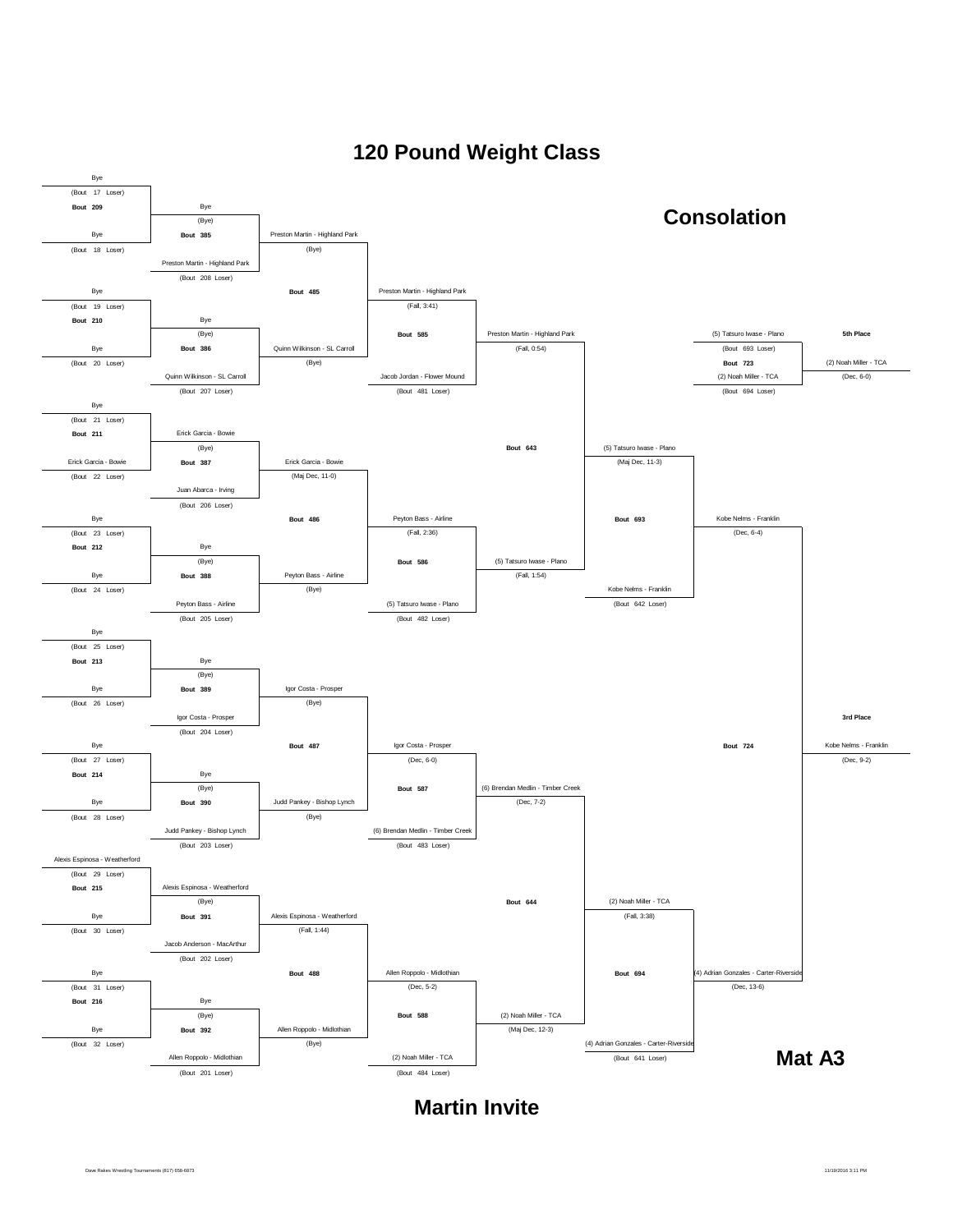# 120 Pound Weight Class

## Consolation

**Round 1 (Bouts 209–216)**

| Bout | Top | Bottom |
|---|---|---|
| Bout 209 | Bye (Bout 17 Loser) | Bye (Bout 18 Loser) |
| Bout 210 | Bye (Bout 19 Loser) | Bye (Bout 20 Loser) |
| Bout 211 | Bye (Bout 21 Loser) | Erick Garcia - Bowie (Bout 22 Loser) |
| Bout 212 | Bye (Bout 23 Loser) | Bye (Bout 24 Loser) |
| Bout 213 | Bye (Bout 25 Loser) | Bye (Bout 26 Loser) |
| Bout 214 | Bye (Bout 27 Loser) | Bye (Bout 28 Loser) |
| Bout 215 | Alexis Espinosa - Weatherford (Bout 29 Loser) | Bye (Bout 30 Loser) |
| Bout 216 | Bye (Bout 31 Loser) | Bye (Bout 32 Loser) |

**Round 2 (Bouts 385–392)**

| Bout | Top | Bottom | Winner |
|---|---|---|---|
| Bout 385 | Bye | Preston Martin - Highland Park (Bout 208 Loser) | Preston Martin - Highland Park (Bye) |
| Bout 386 | Bye | Quinn Wilkinson - SL Carroll (Bout 207 Loser) | Quinn Wilkinson - SL Carroll (Bye) |
| Bout 387 | Erick Garcia - Bowie | Juan Abarca - Irving (Bout 206 Loser) | Erick Garcia - Bowie (Maj Dec, 11-0) |
| Bout 388 | Bye | Peyton Bass - Airline (Bout 205 Loser) | Peyton Bass - Airline (Bye) |
| Bout 389 | Bye | Igor Costa - Prosper (Bout 204 Loser) | Igor Costa - Prosper (Bye) |
| Bout 390 | Bye | Judd Pankey - Bishop Lynch (Bout 203 Loser) | Judd Pankey - Bishop Lynch (Bye) |
| Bout 391 | Alexis Espinosa - Weatherford | Jacob Anderson - MacArthur (Bout 202 Loser) | Alexis Espinosa - Weatherford (Fall, 1:44) |
| Bout 392 | Bye | Allen Roppolo - Midlothian (Bout 201 Loser) | Allen Roppolo - Midlothian (Bye) |

**Round 3 (Bouts 485–488)**

| Bout | Winner |
|---|---|
| Bout 485 | Preston Martin - Highland Park (Fall, 3:41) |
| Bout 486 | Peyton Bass - Airline (Fall, 2:36) |
| Bout 487 | Igor Costa - Prosper (Dec, 6-0) |
| Bout 488 | Allen Roppolo - Midlothian (Dec, 5-2) |

**Round 4 (Bouts 585–588)**

| Bout | Top | Bottom | Winner |
|---|---|---|---|
| Bout 585 | Preston Martin - Highland Park | Jacob Jordan - Flower Mound (Bout 481 Loser) | Preston Martin - Highland Park (Fall, 0:54) |
| Bout 586 | Peyton Bass - Airline | (5) Tatsuro Iwase - Plano (Bout 482 Loser) | (5) Tatsuro Iwase - Plano (Fall, 1:54) |
| Bout 587 | Igor Costa - Prosper | (6) Brendan Medlin - Timber Creek (Bout 483 Loser) | (6) Brendan Medlin - Timber Creek (Dec, 7-2) |
| Bout 588 | Allen Roppolo - Midlothian | (2) Noah Miller - TCA (Bout 484 Loser) | (2) Noah Miller - TCA (Maj Dec, 12-3) |

**Round 5 (Bouts 643–644)**

| Bout | Winner |
|---|---|
| Bout 643 | (5) Tatsuro Iwase - Plano (Maj Dec, 11-3) |
| Bout 644 | (2) Noah Miller - TCA (Fall, 3:38) |

**Round 6 (Bouts 693–694)**

| Bout | Top | Bottom | Winner |
|---|---|---|---|
| Bout 693 | (5) Tatsuro Iwase - Plano | Kobe Nelms - Franklin (Bout 642 Loser) | Kobe Nelms - Franklin (Dec, 6-4) |
| Bout 694 | (2) Noah Miller - TCA | (4) Adrian Gonzales - Carter-Riverside (Bout 641 Loser) | (4) Adrian Gonzales - Carter-Riverside (Dec, 13-6) |

**5th Place – Bout 723**

(5) Tatsuro Iwase - Plano (Bout 693 Loser) vs. (2) Noah Miller - TCA (Bout 694 Loser)

5th Place: (2) Noah Miller - TCA (Dec, 6-0)

**3rd Place – Bout 724**

Kobe Nelms - Franklin vs. (4) Adrian Gonzales - Carter-Riverside

3rd Place: Kobe Nelms - Franklin (Dec, 9-2)

**Mat A3**

**Martin Invite**

Dave Rakes Wrestling Tournaments (817) 658-6873 — 11/19/2016 3:11 PM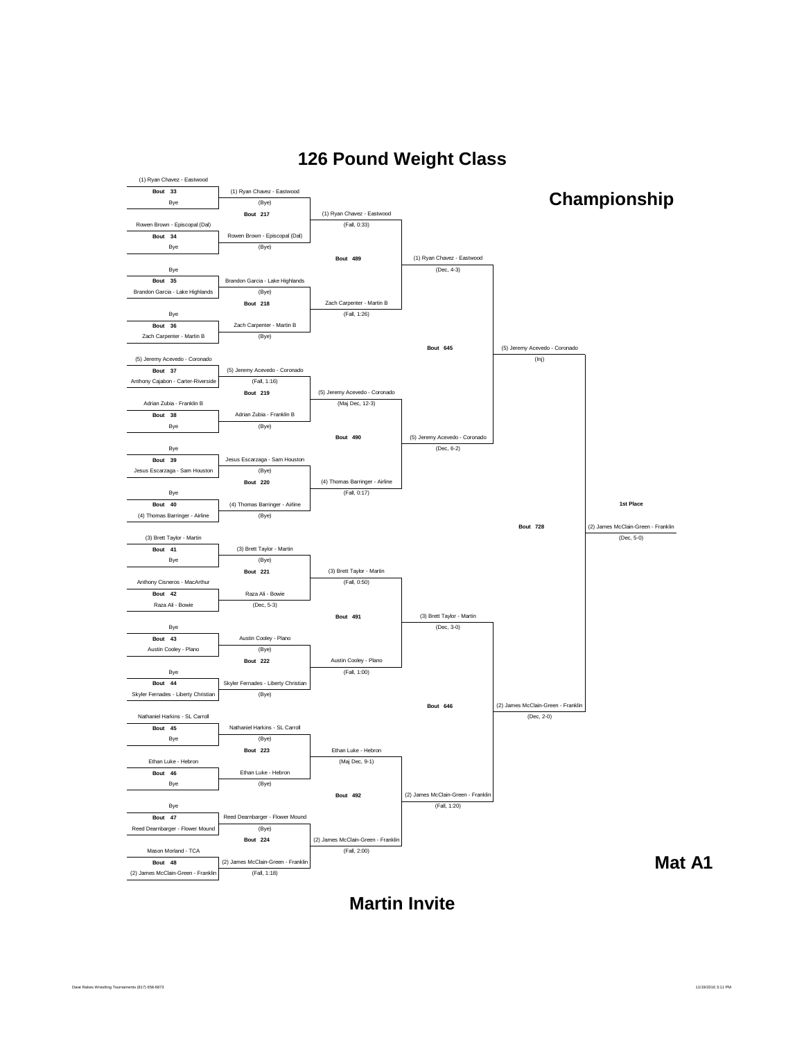# 126 Pound Weight Class

## Championship

### First Round

| Bout | Wrestler 1 | Wrestler 2 | Winner | Result |
|---|---|---|---|---|
| Bout 33 | (1) Ryan Chavez - Eastwood | Bye | (1) Ryan Chavez - Eastwood | (Bye) |
| Bout 34 | Rowen Brown - Episcopal (Dal) | Bye | Rowen Brown - Episcopal (Dal) | (Bye) |
| Bout 35 | Bye | Brandon Garcia - Lake Highlands | Brandon Garcia - Lake Highlands | (Bye) |
| Bout 36 | Bye | Zach Carpenter - Martin B | Zach Carpenter - Martin B | (Bye) |
| Bout 37 | (5) Jeremy Acevedo - Coronado | Anthony Cajabon - Carter-Riverside | (5) Jeremy Acevedo - Coronado | (Fall, 1:16) |
| Bout 38 | Adrian Zubia - Franklin B | Bye | Adrian Zubia - Franklin B | (Bye) |
| Bout 39 | Bye | Jesus Escarzaga - Sam Houston | Jesus Escarzaga - Sam Houston | (Bye) |
| Bout 40 | Bye | (4) Thomas Barringer - Airline | (4) Thomas Barringer - Airline | (Bye) |
| Bout 41 | (3) Brett Taylor - Martin | Bye | (3) Brett Taylor - Martin | (Bye) |
| Bout 42 | Anthony Cisneros - MacArthur | Raza Ali - Bowie | Raza Ali - Bowie | (Dec, 5-3) |
| Bout 43 | Bye | Austin Cooley - Plano | Austin Cooley - Plano | (Bye) |
| Bout 44 | Bye | Skyler Fernades - Liberty Christian | Skyler Fernades - Liberty Christian | (Bye) |
| Bout 45 | Nathaniel Harkins - SL Carroll | Bye | Nathaniel Harkins - SL Carroll | (Bye) |
| Bout 46 | Ethan Luke - Hebron | Bye | Ethan Luke - Hebron | (Bye) |
| Bout 47 | Bye | Reed Dearnbarger - Flower Mound | Reed Dearnbarger - Flower Mound | (Bye) |
| Bout 48 | Mason Morland - TCA | (2) James McClain-Green - Franklin | (2) James McClain-Green - Franklin | (Fall, 1:18) |

### Second Round

| Bout | Winner | Result |
|---|---|---|
| Bout 217 | (1) Ryan Chavez - Eastwood | (Fall, 0:33) |
| Bout 218 | Zach Carpenter - Martin B | (Fall, 1:26) |
| Bout 219 | (5) Jeremy Acevedo - Coronado | (Maj Dec, 12-3) |
| Bout 220 | (4) Thomas Barringer - Airline | (Fall, 0:17) |
| Bout 221 | (3) Brett Taylor - Martin | (Fall, 0:50) |
| Bout 222 | Austin Cooley - Plano | (Fall, 1:00) |
| Bout 223 | Ethan Luke - Hebron | (Maj Dec, 9-1) |
| Bout 224 | (2) James McClain-Green - Franklin | (Fall, 2:00) |

### Quarterfinals

| Bout | Winner | Result |
|---|---|---|
| Bout 489 | (1) Ryan Chavez - Eastwood | (Dec, 4-3) |
| Bout 490 | (5) Jeremy Acevedo - Coronado | (Dec, 6-2) |
| Bout 491 | (3) Brett Taylor - Martin | (Dec, 3-0) |
| Bout 492 | (2) James McClain-Green - Franklin | (Fall, 1:20) |

### Semifinals

| Bout | Winner | Result |
|---|---|---|
| Bout 645 | (5) Jeremy Acevedo - Coronado | (Inj) |
| Bout 646 | (2) James McClain-Green - Franklin | (Dec, 2-0) |

### 1st Place

| Bout | Winner | Result |
|---|---|---|
| Bout 728 | (2) James McClain-Green - Franklin | (Dec, 5-0) |

**Mat A1**

**Martin Invite**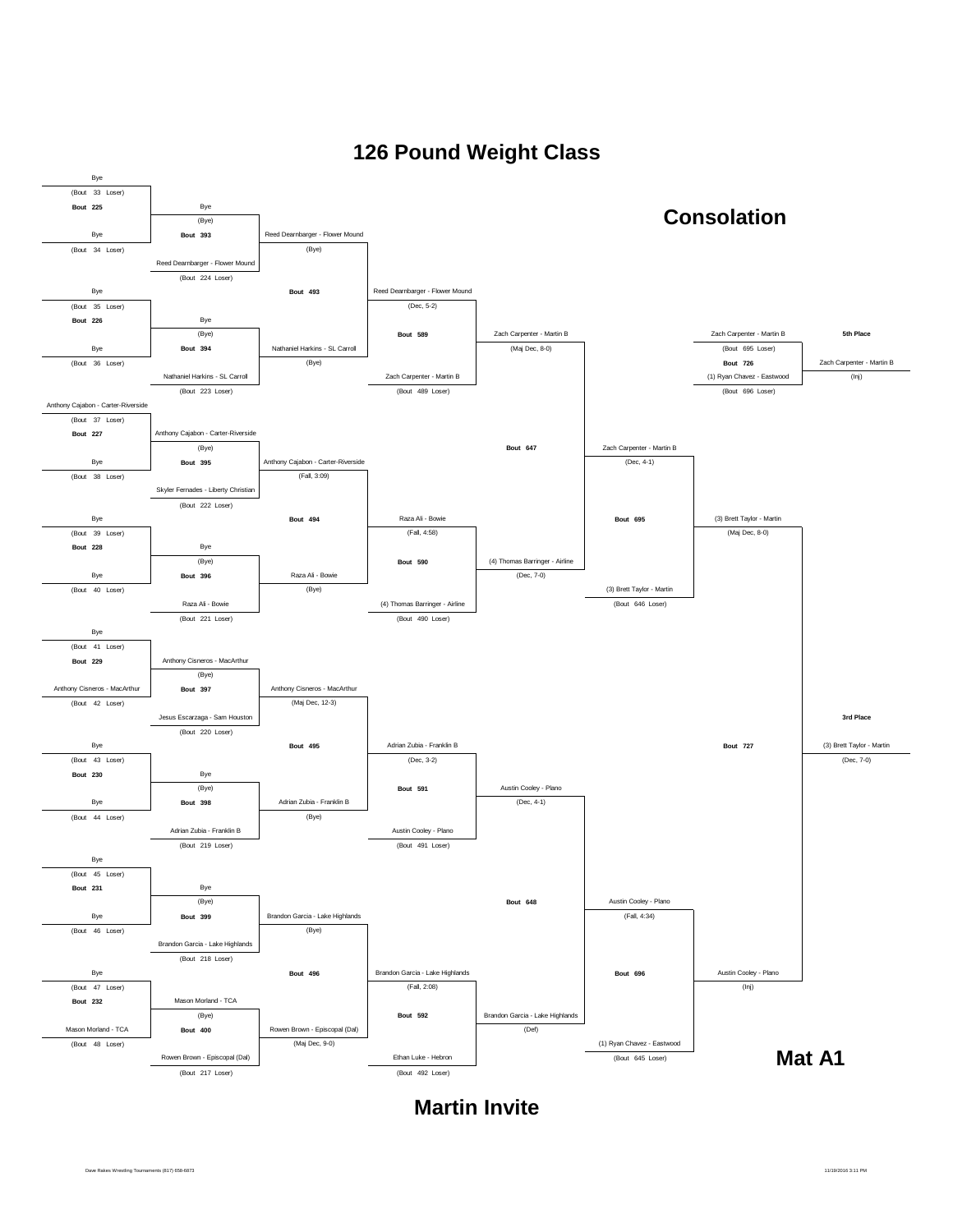# 126 Pound Weight Class

## Consolation

### Round 1

**Bout 225**
- Bye (Bout 33 Loser)
- Bye (Bout 34 Loser)
- Winner: Bye (Bye)

**Bout 226**
- Bye (Bout 35 Loser)
- Bye (Bout 36 Loser)
- Winner: Bye (Bye)

**Bout 227**
- Anthony Cajabon - Carter-Riverside (Bout 37 Loser)
- Bye (Bout 38 Loser)
- Winner: Anthony Cajabon - Carter-Riverside (Bye)

**Bout 228**
- Bye (Bout 39 Loser)
- Bye (Bout 40 Loser)
- Winner: Bye (Bye)

**Bout 229**
- Bye (Bout 41 Loser)
- Anthony Cisneros - MacArthur (Bout 42 Loser)
- Winner: Anthony Cisneros - MacArthur (Bye)

**Bout 230**
- Bye (Bout 43 Loser)
- Bye (Bout 44 Loser)
- Winner: Bye (Bye)

**Bout 231**
- Bye (Bout 45 Loser)
- Bye (Bout 46 Loser)
- Winner: Bye (Bye)

**Bout 232**
- Bye (Bout 47 Loser)
- Mason Morland - TCA (Bout 48 Loser)
- Winner: Mason Morland - TCA (Bye)

### Round 2

**Bout 393**
- Bye
- Reed Dearnbarger - Flower Mound (Bout 224 Loser)
- Winner: Reed Dearnbarger - Flower Mound (Bye)

**Bout 394**
- Bye
- Nathaniel Harkins - SL Carroll (Bout 223 Loser)
- Winner: Nathaniel Harkins - SL Carroll (Bye)

**Bout 395**
- Anthony Cajabon - Carter-Riverside
- Skyler Fernades - Liberty Christian (Bout 222 Loser)
- Winner: Anthony Cajabon - Carter-Riverside (Fall, 3:09)

**Bout 396**
- Bye
- Raza Ali - Bowie (Bout 221 Loser)
- Winner: Raza Ali - Bowie (Bye)

**Bout 397**
- Anthony Cisneros - MacArthur
- Jesus Escarzaga - Sam Houston (Bout 220 Loser)
- Winner: Anthony Cisneros - MacArthur (Maj Dec, 12-3)

**Bout 398**
- Bye
- Adrian Zubia - Franklin B (Bout 219 Loser)
- Winner: Adrian Zubia - Franklin B (Bye)

**Bout 399**
- Bye
- Brandon Garcia - Lake Highlands (Bout 218 Loser)
- Winner: Brandon Garcia - Lake Highlands (Bye)

**Bout 400**
- Mason Morland - TCA
- Rowen Brown - Episcopal (Dal) (Bout 217 Loser)
- Winner: Rowen Brown - Episcopal (Dal) (Maj Dec, 9-0)

### Round 3

**Bout 493**
- Reed Dearnbarger - Flower Mound
- Nathaniel Harkins - SL Carroll
- Winner: Reed Dearnbarger - Flower Mound (Dec, 5-2)

**Bout 494**
- Anthony Cajabon - Carter-Riverside
- Raza Ali - Bowie
- Winner: Raza Ali - Bowie (Fall, 4:58)

**Bout 495**
- Anthony Cisneros - MacArthur
- Adrian Zubia - Franklin B
- Winner: Adrian Zubia - Franklin B (Dec, 3-2)

**Bout 496**
- Brandon Garcia - Lake Highlands
- Rowen Brown - Episcopal (Dal)
- Winner: Brandon Garcia - Lake Highlands (Fall, 2:08)

### Round 4

**Bout 589**
- Reed Dearnbarger - Flower Mound
- Zach Carpenter - Martin B (Bout 489 Loser)
- Winner: Zach Carpenter - Martin B (Maj Dec, 8-0)

**Bout 590**
- Raza Ali - Bowie
- (4) Thomas Barringer - Airline (Bout 490 Loser)
- Winner: (4) Thomas Barringer - Airline (Dec, 7-0)

**Bout 591**
- Adrian Zubia - Franklin B
- Austin Cooley - Plano (Bout 491 Loser)
- Winner: Austin Cooley - Plano (Dec, 4-1)

**Bout 592**
- Brandon Garcia - Lake Highlands
- Ethan Luke - Hebron (Bout 492 Loser)
- Winner: Brandon Garcia - Lake Highlands (Def)

### Round 5

**Bout 647**
- Zach Carpenter - Martin B
- (4) Thomas Barringer - Airline
- Winner: Zach Carpenter - Martin B (Dec, 4-1)

**Bout 648**
- Austin Cooley - Plano
- Brandon Garcia - Lake Highlands
- Winner: Austin Cooley - Plano (Fall, 4:34)

### Round 6

**Bout 695**
- Zach Carpenter - Martin B
- (3) Brett Taylor - Martin (Bout 646 Loser)
- Winner: (3) Brett Taylor - Martin (Maj Dec, 8-0)

**Bout 696**
- Austin Cooley - Plano
- (1) Ryan Chavez - Eastwood (Bout 645 Loser)
- Winner: Austin Cooley - Plano (Inj)

### 5th Place

**Bout 726**
- Zach Carpenter - Martin B (Bout 695 Loser)
- (1) Ryan Chavez - Eastwood (Bout 696 Loser)
- 5th Place: Zach Carpenter - Martin B (Inj)

### 3rd Place

**Bout 727**
- (3) Brett Taylor - Martin
- Austin Cooley - Plano
- 3rd Place: (3) Brett Taylor - Martin (Dec, 7-0)

**Mat A1**

**Martin Invite**

Dave Rakes Wrestling Tournaments (817) 658-6873 11/19/2016 3:11 PM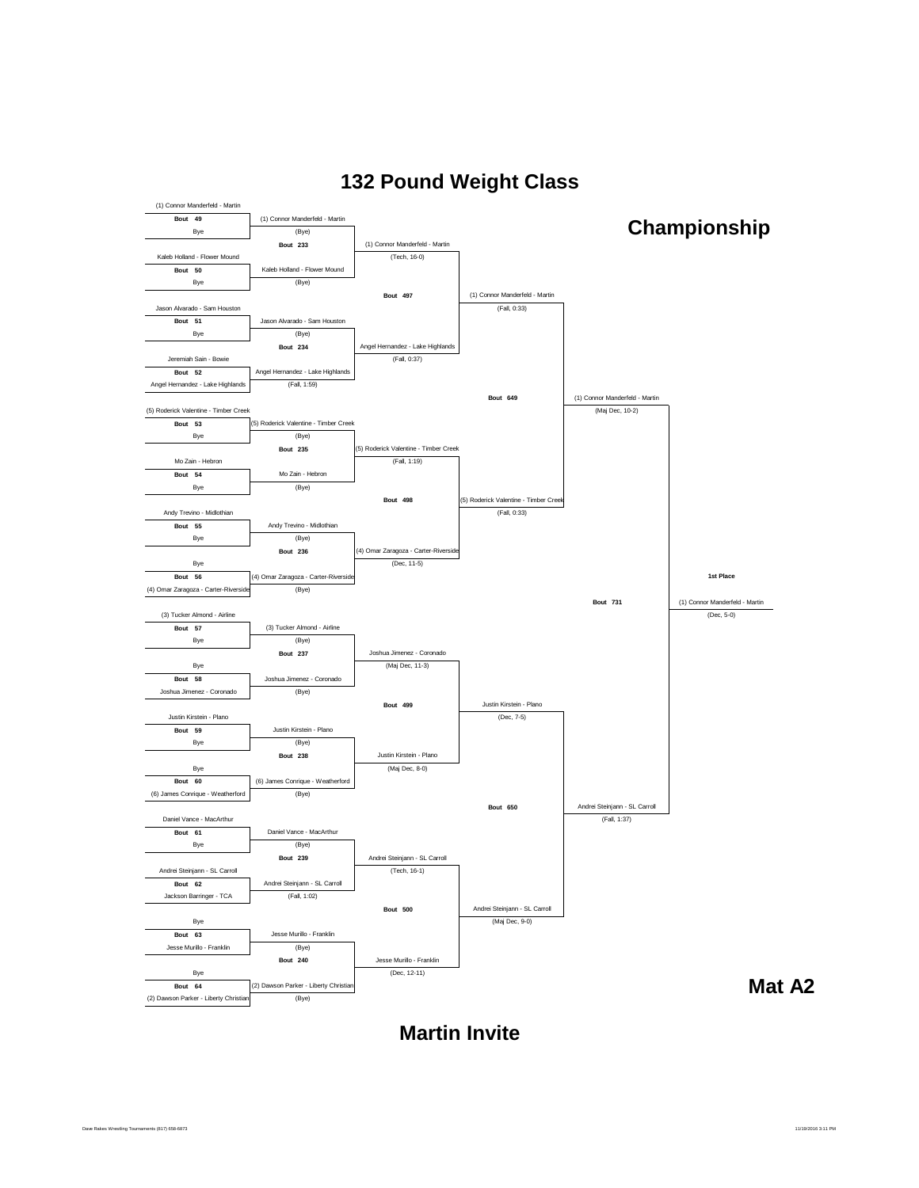# 132 Pound Weight Class

## Championship

### First Round

| Bout | Wrestler 1 | Wrestler 2 | Winner | Result |
|---|---|---|---|---|
| Bout 49 | (1) Connor Manderfeld - Martin | Bye | (1) Connor Manderfeld - Martin | (Bye) |
| Bout 50 | Kaleb Holland - Flower Mound | Bye | Kaleb Holland - Flower Mound | (Bye) |
| Bout 51 | Jason Alvarado - Sam Houston | Bye | Jason Alvarado - Sam Houston | (Bye) |
| Bout 52 | Jeremiah Sain - Bowie | Angel Hernandez - Lake Highlands | Angel Hernandez - Lake Highlands | (Fall, 1:59) |
| Bout 53 | (5) Roderick Valentine - Timber Creek | Bye | (5) Roderick Valentine - Timber Creek | (Bye) |
| Bout 54 | Mo Zain - Hebron | Bye | Mo Zain - Hebron | (Bye) |
| Bout 55 | Andy Trevino - Midlothian | Bye | Andy Trevino - Midlothian | (Bye) |
| Bout 56 | Bye | (4) Omar Zaragoza - Carter-Riverside | (4) Omar Zaragoza - Carter-Riverside | (Bye) |
| Bout 57 | (3) Tucker Almond - Airline | Bye | (3) Tucker Almond - Airline | (Bye) |
| Bout 58 | Bye | Joshua Jimenez - Coronado | Joshua Jimenez - Coronado | (Bye) |
| Bout 59 | Justin Kirstein - Plano | Bye | Justin Kirstein - Plano | (Bye) |
| Bout 60 | Bye | (6) James Conrique - Weatherford | (6) James Conrique - Weatherford | (Bye) |
| Bout 61 | Daniel Vance - MacArthur | Bye | Daniel Vance - MacArthur | (Bye) |
| Bout 62 | Andrei Steinjann - SL Carroll | Jackson Barringer - TCA | Andrei Steinjann - SL Carroll | (Fall, 1:02) |
| Bout 63 | Bye | Jesse Murillo - Franklin | Jesse Murillo - Franklin | (Bye) |
| Bout 64 | Bye | (2) Dawson Parker - Liberty Christian | (2) Dawson Parker - Liberty Christian | (Bye) |

### Second Round

| Bout | Winner | Result |
|---|---|---|
| Bout 233 | (1) Connor Manderfeld - Martin | (Tech, 16-0) |
| Bout 234 | Angel Hernandez - Lake Highlands | (Fall, 0:37) |
| Bout 235 | (5) Roderick Valentine - Timber Creek | (Fall, 1:19) |
| Bout 236 | (4) Omar Zaragoza - Carter-Riverside | (Dec, 11-5) |
| Bout 237 | Joshua Jimenez - Coronado | (Maj Dec, 11-3) |
| Bout 238 | Justin Kirstein - Plano | (Maj Dec, 8-0) |
| Bout 239 | Andrei Steinjann - SL Carroll | (Tech, 16-1) |
| Bout 240 | Jesse Murillo - Franklin | (Dec, 12-11) |

### Quarterfinals

| Bout | Winner | Result |
|---|---|---|
| Bout 497 | (1) Connor Manderfeld - Martin | (Fall, 0:33) |
| Bout 498 | (5) Roderick Valentine - Timber Creek | (Fall, 0:33) |
| Bout 499 | Justin Kirstein - Plano | (Dec, 7-5) |
| Bout 500 | Andrei Steinjann - SL Carroll | (Maj Dec, 9-0) |

### Semifinals

| Bout | Winner | Result |
|---|---|---|
| Bout 649 | (1) Connor Manderfeld - Martin | (Maj Dec, 10-2) |
| Bout 650 | Andrei Steinjann - SL Carroll | (Fall, 1:37) |

### Final

| Bout | 1st Place | Result |
|---|---|---|
| Bout 731 | (1) Connor Manderfeld - Martin | (Dec, 5-0) |

**Mat A2**

**Martin Invite**

Dave Rakes Wrestling Tournaments (817) 658-6873

11/19/2016 3:11 PM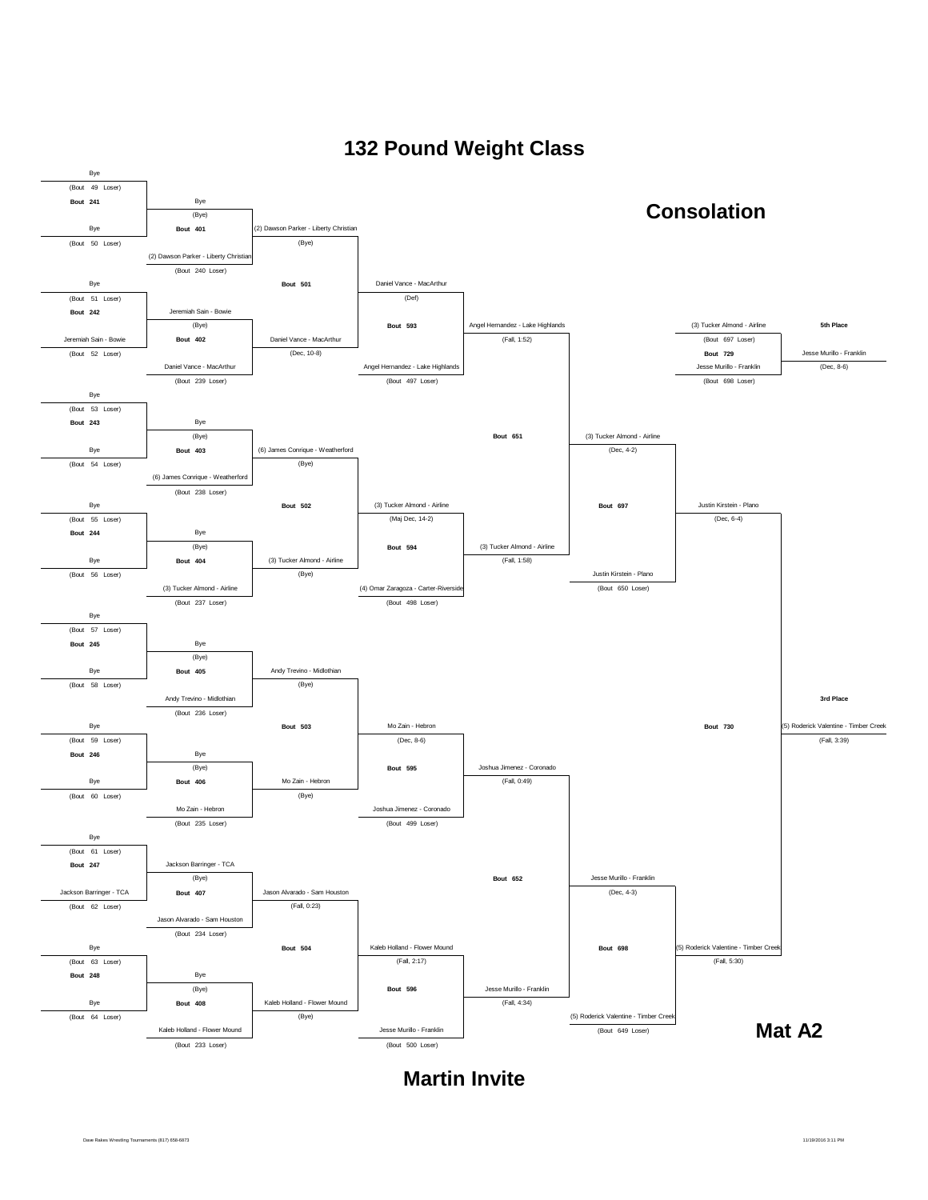# 132 Pound Weight Class

## Consolation

### First Round (Bouts 241–248)

| Bout | Top | Bottom |
|---|---|---|
| Bout 241 | Bye (Bout 49 Loser) | Bye (Bout 50 Loser) |
| Bout 242 | Bye (Bout 51 Loser) | Jeremiah Sain - Bowie (Bout 52 Loser) |
| Bout 243 | Bye (Bout 53 Loser) | Bye (Bout 54 Loser) |
| Bout 244 | Bye (Bout 55 Loser) | Bye (Bout 56 Loser) |
| Bout 245 | Bye (Bout 57 Loser) | Bye (Bout 58 Loser) |
| Bout 246 | Bye (Bout 59 Loser) | Bye (Bout 60 Loser) |
| Bout 247 | Bye (Bout 61 Loser) | Jackson Barringer - TCA (Bout 62 Loser) |
| Bout 248 | Bye (Bout 63 Loser) | Bye (Bout 64 Loser) |

### Second Round (Bouts 401–408)

| Bout | Winner of Previous | Opponent | Winner | Result |
|---|---|---|---|---|
| Bout 401 | Bye | (2) Dawson Parker - Liberty Christian (Bout 240 Loser) | (2) Dawson Parker - Liberty Christian | (Bye) |
| Bout 402 | Jeremiah Sain - Bowie | Daniel Vance - MacArthur (Bout 239 Loser) | Daniel Vance - MacArthur | (Dec, 10-8) |
| Bout 403 | Bye | (6) James Conrique - Weatherford (Bout 238 Loser) | (6) James Conrique - Weatherford | (Bye) |
| Bout 404 | Bye | (3) Tucker Almond - Airline (Bout 237 Loser) | (3) Tucker Almond - Airline | (Bye) |
| Bout 405 | Bye | Andy Trevino - Midlothian (Bout 236 Loser) | Andy Trevino - Midlothian | (Bye) |
| Bout 406 | Bye | Mo Zain - Hebron (Bout 235 Loser) | Mo Zain - Hebron | (Bye) |
| Bout 407 | Jackson Barringer - TCA | Jason Alvarado - Sam Houston (Bout 234 Loser) | Jason Alvarado - Sam Houston | (Fall, 0:23) |
| Bout 408 | Bye | Kaleb Holland - Flower Mound (Bout 233 Loser) | Kaleb Holland - Flower Mound | (Bye) |

### Third Round (Bouts 501–504)

| Bout | Top | Bottom | Winner | Result |
|---|---|---|---|---|
| Bout 501 | (2) Dawson Parker - Liberty Christian | Daniel Vance - MacArthur | Daniel Vance - MacArthur | (Def) |
| Bout 502 | (6) James Conrique - Weatherford | (3) Tucker Almond - Airline | (3) Tucker Almond - Airline | (Maj Dec, 14-2) |
| Bout 503 | Andy Trevino - Midlothian | Mo Zain - Hebron | Mo Zain - Hebron | (Dec, 8-6) |
| Bout 504 | Jason Alvarado - Sam Houston | Kaleb Holland - Flower Mound | Kaleb Holland - Flower Mound | (Fall, 2:17) |

### Fourth Round (Bouts 593–596)

| Bout | Top | Bottom | Winner | Result |
|---|---|---|---|---|
| Bout 593 | Daniel Vance - MacArthur | Angel Hernandez - Lake Highlands (Bout 497 Loser) | Angel Hernandez - Lake Highlands | (Fall, 1:52) |
| Bout 594 | (3) Tucker Almond - Airline | (4) Omar Zaragoza - Carter-Riverside (Bout 498 Loser) | (3) Tucker Almond - Airline | (Fall, 1:58) |
| Bout 595 | Mo Zain - Hebron | Joshua Jimenez - Coronado (Bout 499 Loser) | Joshua Jimenez - Coronado | (Fall, 0:49) |
| Bout 596 | Kaleb Holland - Flower Mound | Jesse Murillo - Franklin (Bout 500 Loser) | Jesse Murillo - Franklin | (Fall, 4:34) |

### Fifth Round (Bouts 651–652)

| Bout | Top | Bottom | Winner | Result |
|---|---|---|---|---|
| Bout 651 | Angel Hernandez - Lake Highlands | (3) Tucker Almond - Airline | (3) Tucker Almond - Airline | (Dec, 4-2) |
| Bout 652 | Joshua Jimenez - Coronado | Jesse Murillo - Franklin | Jesse Murillo - Franklin | (Dec, 4-3) |

### Sixth Round (Bouts 697–698)

| Bout | Top | Bottom | Winner | Result |
|---|---|---|---|---|
| Bout 697 | (3) Tucker Almond - Airline | Justin Kirstein - Plano (Bout 650 Loser) | Justin Kirstein - Plano | (Dec, 6-4) |
| Bout 698 | Jesse Murillo - Franklin | (5) Roderick Valentine - Timber Creek (Bout 649 Loser) | (5) Roderick Valentine - Timber Creek | (Fall, 5:30) |

### 3rd Place – Bout 730

| Top | Bottom | Winner | Result |
|---|---|---|---|
| Justin Kirstein - Plano | (5) Roderick Valentine - Timber Creek | (5) Roderick Valentine - Timber Creek | (Fall, 3:39) |

### 5th Place – Bout 729

| Top | Bottom | Winner | Result |
|---|---|---|---|
| (3) Tucker Almond - Airline (Bout 697 Loser) | Jesse Murillo - Franklin (Bout 698 Loser) | Jesse Murillo - Franklin | (Dec, 8-6) |

**Mat A2**

## Martin Invite

Dave Rakes Wrestling Tournaments (817) 659-6873 — 11/19/2016 3:11 PM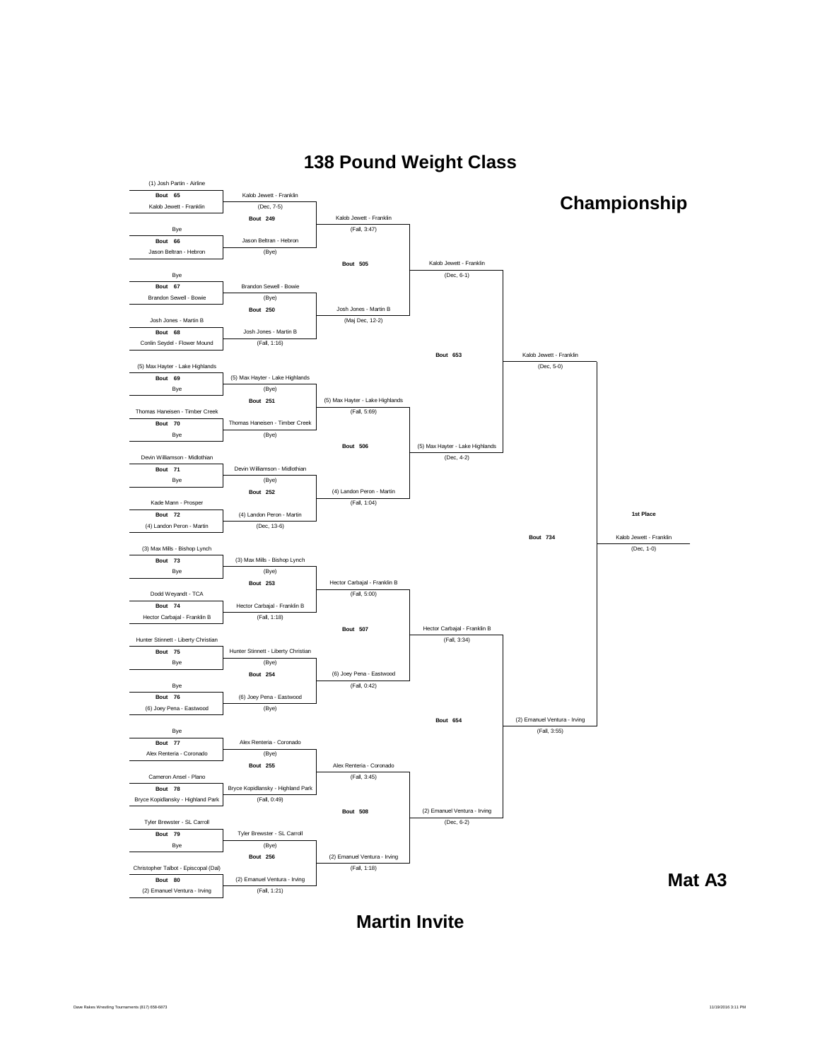# 138 Pound Weight Class

## Championship

### First Round

| Bout | Wrestler 1 | Wrestler 2 | Winner | Result |
|---|---|---|---|---|
| Bout 65 | (1) Josh Partin - Airline | Kalob Jewett - Franklin | Kalob Jewett - Franklin | (Dec, 7-5) |
| Bout 66 | Bye | Jason Beltran - Hebron | Jason Beltran - Hebron | (Bye) |
| Bout 67 | Bye | Brandon Sewell - Bowie | Brandon Sewell - Bowie | (Bye) |
| Bout 68 | Josh Jones - Martin B | Conlin Seydel - Flower Mound | Josh Jones - Martin B | (Fall, 1:16) |
| Bout 69 | (5) Max Hayter - Lake Highlands | Bye | (5) Max Hayter - Lake Highlands | (Bye) |
| Bout 70 | Thomas Haneisen - Timber Creek | Bye | Thomas Haneisen - Timber Creek | (Bye) |
| Bout 71 | Devin Williamson - Midlothian | Bye | Devin Williamson - Midlothian | (Bye) |
| Bout 72 | Kade Mann - Prosper | (4) Landon Peron - Martin | (4) Landon Peron - Martin | (Dec, 13-6) |
| Bout 73 | (3) Max Mills - Bishop Lynch | Bye | (3) Max Mills - Bishop Lynch | (Bye) |
| Bout 74 | Dodd Weyandt - TCA | Hector Carbajal - Franklin B | Hector Carbajal - Franklin B | (Fall, 1:18) |
| Bout 75 | Hunter Stinnett - Liberty Christian | Bye | Hunter Stinnett - Liberty Christian | (Bye) |
| Bout 76 | Bye | (6) Joey Pena - Eastwood | (6) Joey Pena - Eastwood | (Bye) |
| Bout 77 | Bye | Alex Renteria - Coronado | Alex Renteria - Coronado | (Bye) |
| Bout 78 | Cameron Ansel - Plano | Bryce Kopidlansky - Highland Park | Bryce Kopidlansky - Highland Park | (Fall, 0:49) |
| Bout 79 | Tyler Brewster - SL Carroll | Bye | Tyler Brewster - SL Carroll | (Bye) |
| Bout 80 | Christopher Talbot - Episcopal (Dal) | (2) Emanuel Ventura - Irving | (2) Emanuel Ventura - Irving | (Fall, 1:21) |

### Second Round

| Bout | Winner | Result |
|---|---|---|
| Bout 249 | Kalob Jewett - Franklin | (Fall, 3:47) |
| Bout 250 | Josh Jones - Martin B | (Maj Dec, 12-2) |
| Bout 251 | (5) Max Hayter - Lake Highlands | (Fall, 5:69) |
| Bout 252 | (4) Landon Peron - Martin | (Fall, 1:04) |
| Bout 253 | Hector Carbajal - Franklin B | (Fall, 5:00) |
| Bout 254 | (6) Joey Pena - Eastwood | (Fall, 0:42) |
| Bout 255 | Alex Renteria - Coronado | (Fall, 3:45) |
| Bout 256 | (2) Emanuel Ventura - Irving | (Fall, 1:18) |

### Quarterfinals

| Bout | Winner | Result |
|---|---|---|
| Bout 505 | Kalob Jewett - Franklin | (Dec, 6-1) |
| Bout 506 | (5) Max Hayter - Lake Highlands | (Dec, 4-2) |
| Bout 507 | Hector Carbajal - Franklin B | (Fall, 3:34) |
| Bout 508 | (2) Emanuel Ventura - Irving | (Dec, 6-2) |

### Semifinals

| Bout | Winner | Result |
|---|---|---|
| Bout 653 | Kalob Jewett - Franklin | (Dec, 5-0) |
| Bout 654 | (2) Emanuel Ventura - Irving | (Fall, 3:55) |

### Final

| Bout | 1st Place | Result |
|---|---|---|
| Bout 734 | Kalob Jewett - Franklin | (Dec, 1-0) |

**Mat A3**

**Martin Invite**

Dave Rakes Wrestling Tournaments (817) 658-6873 — 11/19/2016 3:11 PM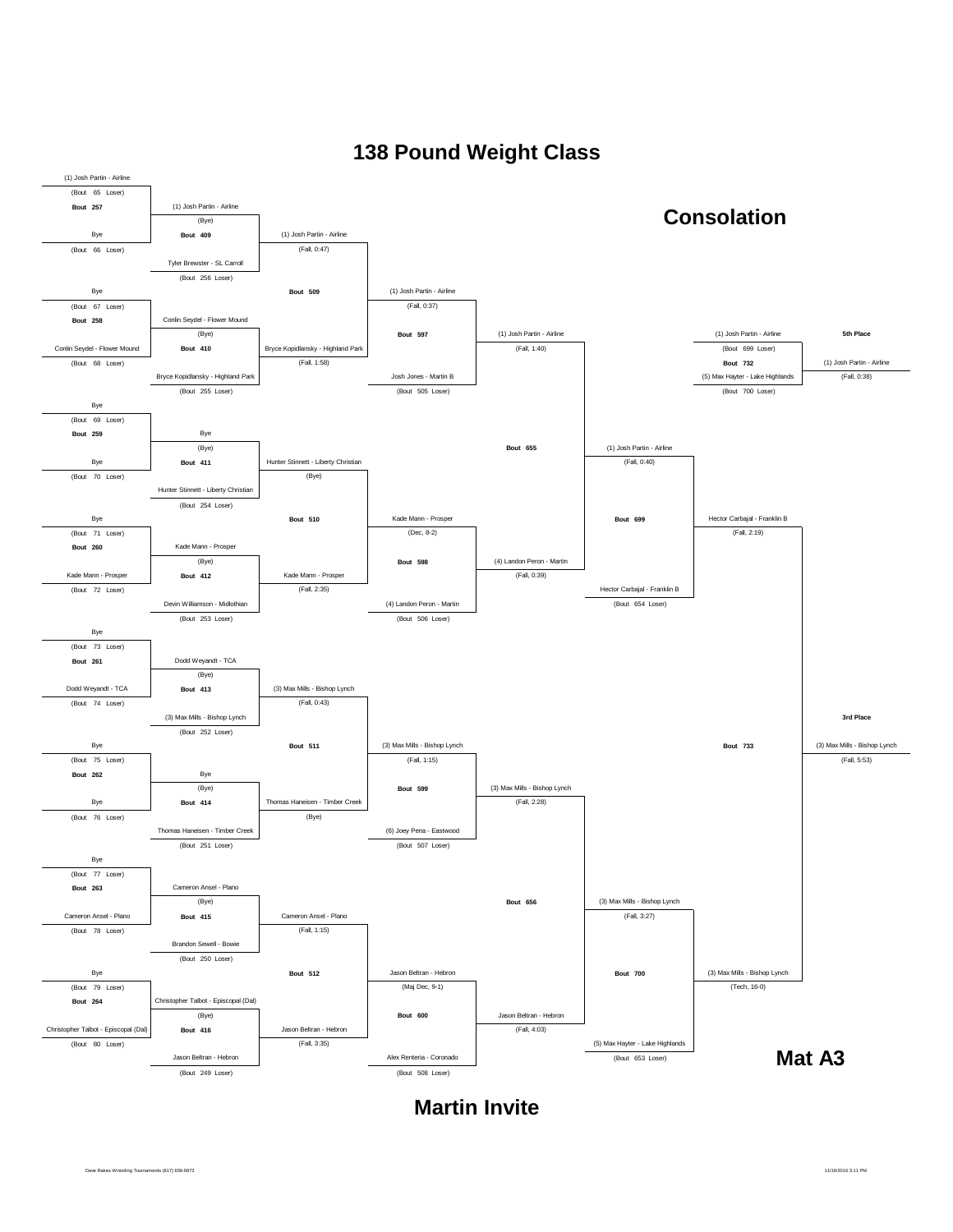# 138 Pound Weight Class

## Consolation

### Bout 257
- (1) Josh Partin - Airline (Bout 65 Loser)
- Bye (Bout 66 Loser)

### Bout 409
- (1) Josh Partin - Airline (Bye)
- Tyler Brewster - SL Carroll (Bout 256 Loser)
- Winner: (1) Josh Partin - Airline (Fall, 0:47)

### Bout 258
- Bye (Bout 67 Loser)
- Conlin Seydel - Flower Mound (Bout 68 Loser)

### Bout 410
- Conlin Seydel - Flower Mound (Bye)
- Bryce Kopidlansky - Highland Park (Bout 255 Loser)
- Winner: Bryce Kopidlansky - Highland Park (Fall, 1:58)

### Bout 509
- (1) Josh Partin - Airline
- Bryce Kopidlansky - Highland Park
- Winner: (1) Josh Partin - Airline (Fall, 0:37)

### Bout 597
- (1) Josh Partin - Airline
- Josh Jones - Martin B (Bout 505 Loser)
- Winner: (1) Josh Partin - Airline (Fall, 1:40)

### Bout 259
- Bye (Bout 69 Loser)
- Bye (Bout 70 Loser)

### Bout 411
- Bye (Bye)
- Hunter Stinnett - Liberty Christian (Bout 254 Loser)
- Winner: Hunter Stinnett - Liberty Christian (Bye)

### Bout 260
- Bye (Bout 71 Loser)
- Kade Mann - Prosper (Bout 72 Loser)

### Bout 412
- Kade Mann - Prosper (Bye)
- Devin Williamson - Midlothian (Bout 253 Loser)
- Winner: Kade Mann - Prosper (Fall, 2:35)

### Bout 510
- Hunter Stinnett - Liberty Christian
- Kade Mann - Prosper
- Winner: Kade Mann - Prosper (Dec, 8-2)

### Bout 598
- Kade Mann - Prosper
- (4) Landon Peron - Martin (Bout 506 Loser)
- Winner: (4) Landon Peron - Martin (Fall, 0:39)

### Bout 655
- (1) Josh Partin - Airline
- (4) Landon Peron - Martin
- Winner: (1) Josh Partin - Airline (Fall, 0:40)

### Bout 699
- (1) Josh Partin - Airline
- Hector Carbajal - Franklin B (Bout 654 Loser)
- Winner: Hector Carbajal - Franklin B (Fall, 2:19)

### Bout 261
- Bye (Bout 73 Loser)
- Dodd Weyandt - TCA (Bout 74 Loser)

### Bout 413
- Dodd Weyandt - TCA (Bye)
- (3) Max Mills - Bishop Lynch (Bout 252 Loser)
- Winner: (3) Max Mills - Bishop Lynch (Fall, 0:43)

### Bout 262
- Bye (Bout 75 Loser)
- Bye (Bout 76 Loser)

### Bout 414
- Bye (Bye)
- Thomas Haneisen - Timber Creek (Bout 251 Loser)
- Winner: Thomas Haneisen - Timber Creek (Bye)

### Bout 511
- (3) Max Mills - Bishop Lynch
- Thomas Haneisen - Timber Creek
- Winner: (3) Max Mills - Bishop Lynch (Fall, 1:15)

### Bout 599
- (3) Max Mills - Bishop Lynch
- (6) Joey Pena - Eastwood (Bout 507 Loser)
- Winner: (3) Max Mills - Bishop Lynch (Fall, 2:28)

### Bout 263
- Bye (Bout 77 Loser)
- Cameron Ansel - Plano (Bout 78 Loser)

### Bout 415
- Cameron Ansel - Plano (Bye)
- Brandon Sewell - Bowie (Bout 250 Loser)
- Winner: Cameron Ansel - Plano (Fall, 1:15)

### Bout 264
- Bye (Bout 79 Loser)
- Christopher Talbot - Episcopal (Dal) (Bout 80 Loser)

### Bout 416
- Christopher Talbot - Episcopal (Dal) (Bye)
- Jason Beltran - Hebron (Bout 249 Loser)
- Winner: Jason Beltran - Hebron (Fall, 3:35)

### Bout 512
- Cameron Ansel - Plano
- Jason Beltran - Hebron
- Winner: Jason Beltran - Hebron (Maj Dec, 9-1)

### Bout 600
- Jason Beltran - Hebron
- Alex Renteria - Coronado (Bout 508 Loser)
- Winner: Jason Beltran - Hebron (Fall, 4:03)

### Bout 656
- (3) Max Mills - Bishop Lynch
- Jason Beltran - Hebron
- Winner: (3) Max Mills - Bishop Lynch (Fall, 3:27)

### Bout 700
- (3) Max Mills - Bishop Lynch
- (5) Max Hayter - Lake Highlands (Bout 653 Loser)
- Winner: (3) Max Mills - Bishop Lynch (Tech, 16-0)

### Bout 733 (3rd Place)
- Hector Carbajal - Franklin B
- (3) Max Mills - Bishop Lynch
- Winner: (3) Max Mills - Bishop Lynch (Fall, 5:53)

### Bout 732 (5th Place)
- (1) Josh Partin - Airline (Bout 699 Loser)
- (5) Max Hayter - Lake Highlands (Bout 700 Loser)
- Winner: (1) Josh Partin - Airline (Fall, 0:38)

**Mat A3**

**Martin Invite**

Dave Rakes Wrestling Tournaments (817) 658-6873

11/19/2016 3:11 PM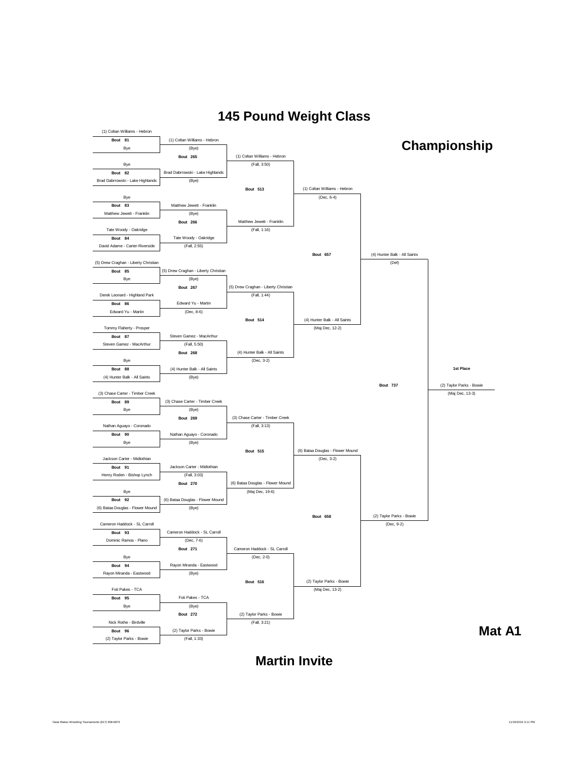# 145 Pound Weight Class

## Championship

### First Round

| Bout | Wrestler 1 | Wrestler 2 | Winner | Result |
|---|---|---|---|---|
| 81 | (1) Coltan Williams - Hebron | Bye | (1) Coltan Williams - Hebron | (Bye) |
| 82 | Bye | Brad Dabrrowski - Lake Highlands | Brad Dabrrowski - Lake Highlands | (Bye) |
| 83 | Bye | Matthew Jewett - Franklin | Matthew Jewett - Franklin | (Bye) |
| 84 | Tate Woody - Oakridge | David Adame - Carter-Riverside | Tate Woody - Oakridge | (Fall, 2:55) |
| 85 | (5) Drew Craghan - Liberty Christian | Bye | (5) Drew Craghan - Liberty Christian | (Bye) |
| 86 | Derek Leonard - Highland Park | Edward Yu - Martin | Edward Yu - Martin | (Dec, 8-6) |
| 87 | Tommy Flaherty - Prosper | Steven Gamez - MacArthur | Steven Gamez - MacArthur | (Fall, 5:50) |
| 88 | Bye | (4) Hunter Balk - All Saints | (4) Hunter Balk - All Saints | (Bye) |
| 89 | (3) Chase Carter - Timber Creek | Bye | (3) Chase Carter - Timber Creek | (Bye) |
| 90 | Nathan Aguayo - Coronado | Bye | Nathan Aguayo - Coronado | (Bye) |
| 91 | Jackson Carter - Midlothian | Henry Roden - Bishop Lynch | Jackson Carter - Midlothian | (Fall, 3:03) |
| 92 | Bye | (6) Bataa Douglas - Flower Mound | (6) Bataa Douglas - Flower Mound | (Bye) |
| 93 | Cameron Haddock - SL Carroll | Dominic Ramos - Plano | Cameron Haddock - SL Carroll | (Dec, 7-6) |
| 94 | Bye | Rayon Miranda - Eastwood | Rayon Miranda - Eastwood | (Bye) |
| 95 | Foti Pakes - TCA | Bye | Foti Pakes - TCA | (Bye) |
| 96 | Nick Rothe - Birdville | (2) Taylor Parks - Bowie | (2) Taylor Parks - Bowie | (Fall, 1:33) |

### Second Round

| Bout | Winner | Result |
|---|---|---|
| 265 | (1) Coltan Williams - Hebron | (Fall, 3:50) |
| 266 | Matthew Jewett - Franklin | (Fall, 1:16) |
| 267 | (5) Drew Craghan - Liberty Christian | (Fall, 1:44) |
| 268 | (4) Hunter Balk - All Saints | (Dec, 3-2) |
| 269 | (3) Chase Carter - Timber Creek | (Fall, 3:13) |
| 270 | (6) Bataa Douglas - Flower Mound | (Maj Dec, 19-6) |
| 271 | Cameron Haddock - SL Carroll | (Dec, 2-0) |
| 272 | (2) Taylor Parks - Bowie | (Fall, 3:21) |

### Quarterfinals

| Bout | Winner | Result |
|---|---|---|
| 513 | (1) Coltan Williams - Hebron | (Dec, 6-4) |
| 514 | (4) Hunter Balk - All Saints | (Maj Dec, 12-2) |
| 515 | (6) Bataa Douglas - Flower Mound | (Dec, 3-2) |
| 516 | (2) Taylor Parks - Bowie | (Maj Dec, 13-2) |

### Semifinals

| Bout | Winner | Result |
|---|---|---|
| 657 | (4) Hunter Balk - All Saints | (Def) |
| 658 | (2) Taylor Parks - Bowie | (Dec, 9-2) |

### Final

| Bout | 1st Place | Result |
|---|---|---|
| 737 | (2) Taylor Parks - Bowie | (Maj Dec, 13-3) |

**Mat A1**

**Martin Invite**

Dave Rakes Wrestling Tournaments (817) 658-6873 11/19/2016 3:11 PM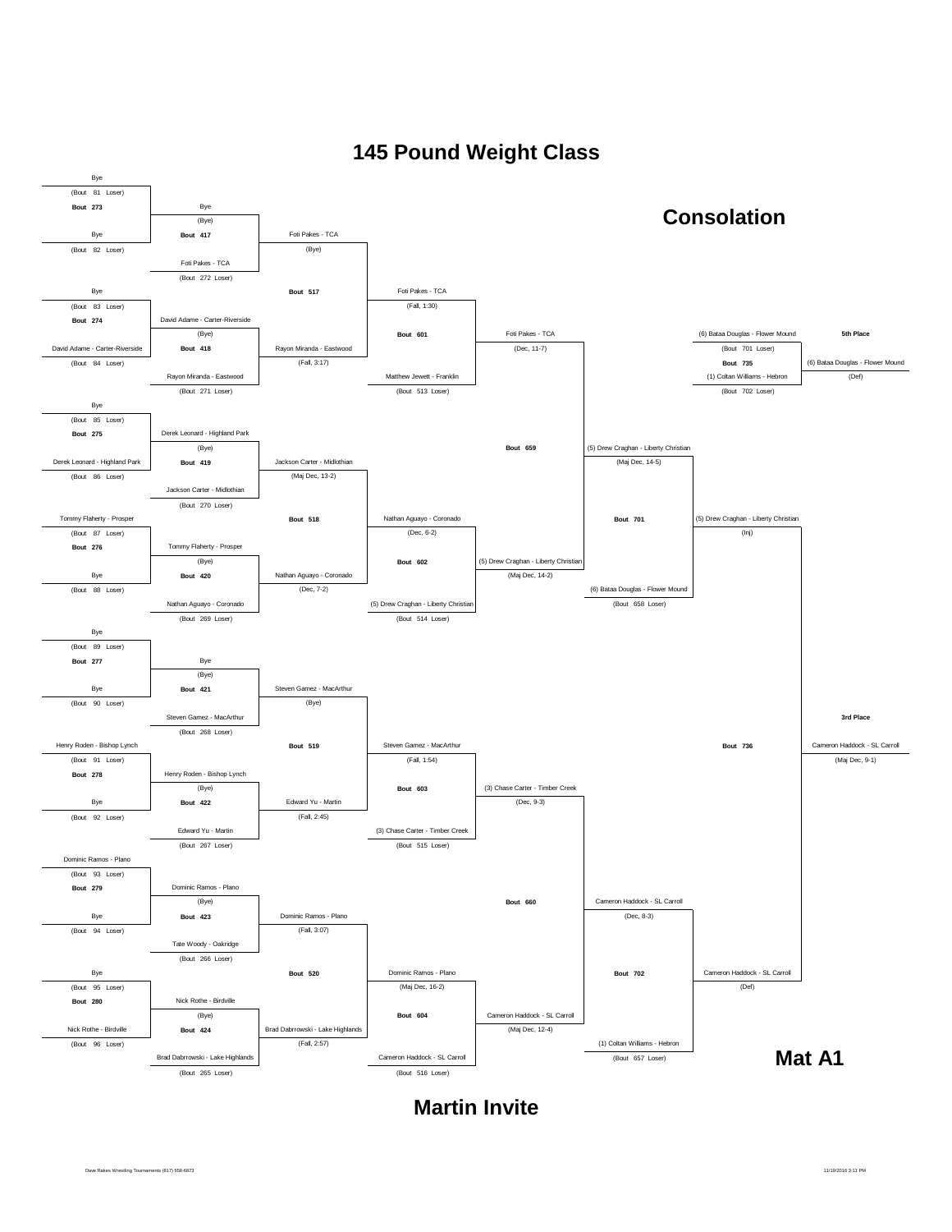# 145 Pound Weight Class

## Consolation

**Bout 273**
- Bye (Bout 81 Loser)
- Bye (Bout 82 Loser)

**Bout 417**
- Bye (Bye)
- Foti Pakes - TCA (Bout 272 Loser)

**Bout 274**
- Bye (Bout 83 Loser)
- David Adame - Carter-Riverside (Bout 84 Loser)

**Bout 418**
- David Adame - Carter-Riverside (Bye)
- Rayon Miranda - Eastwood (Bout 271 Loser)

**Bout 275**
- Bye (Bout 85 Loser)
- Derek Leonard - Highland Park (Bout 86 Loser)

**Bout 419**
- Derek Leonard - Highland Park (Bye)
- Jackson Carter - Midlothian (Bout 270 Loser)

**Bout 276**
- Tommy Flaherty - Prosper (Bout 87 Loser)
- Bye (Bout 88 Loser)

**Bout 420**
- Tommy Flaherty - Prosper (Bye)
- Nathan Aguayo - Coronado (Bout 269 Loser)

**Bout 277**
- Bye (Bout 89 Loser)
- Bye (Bout 90 Loser)

**Bout 421**
- Bye (Bye)
- Steven Gamez - MacArthur (Bout 268 Loser)

**Bout 278**
- Henry Roden - Bishop Lynch (Bout 91 Loser)
- Bye (Bout 92 Loser)

**Bout 422**
- Henry Roden - Bishop Lynch (Bye)
- Edward Yu - Martin (Bout 267 Loser)

**Bout 279**
- Dominic Ramos - Plano (Bout 93 Loser)
- Bye (Bout 94 Loser)

**Bout 423**
- Dominic Ramos - Plano (Bye)
- Tate Woody - Oakridge (Bout 266 Loser)

**Bout 280**
- Bye (Bout 95 Loser)
- Nick Rothe - Birdville (Bout 96 Loser)

**Bout 424**
- Nick Rothe - Birdville (Bye)
- Brad Dabrrowski - Lake Highlands (Bout 265 Loser)

**Bout 517**
- Foti Pakes - TCA (Bye)
- Rayon Miranda - Eastwood (Fall, 3:17)

**Bout 518**
- Jackson Carter - Midlothian (Maj Dec, 13-2)
- Nathan Aguayo - Coronado (Dec, 7-2)

**Bout 519**
- Steven Gamez - MacArthur (Bye)
- Edward Yu - Martin (Fall, 2:45)

**Bout 520**
- Dominic Ramos - Plano (Fall, 3:07)
- Brad Dabrrowski - Lake Highlands (Fall, 2:57)

**Bout 601**
- Foti Pakes - TCA (Fall, 1:30)
- Matthew Jewett - Franklin (Bout 513 Loser)

**Bout 602**
- Nathan Aguayo - Coronado (Dec, 6-2)
- (5) Drew Craghan - Liberty Christian (Bout 514 Loser)

**Bout 603**
- Steven Gamez - MacArthur (Fall, 1:54)
- (3) Chase Carter - Timber Creek (Bout 515 Loser)

**Bout 604**
- Dominic Ramos - Plano (Maj Dec, 16-2)
- Cameron Haddock - SL Carroll (Bout 516 Loser)

**Bout 659**
- Foti Pakes - TCA (Dec, 11-7)
- (5) Drew Craghan - Liberty Christian (Maj Dec, 14-2)

**Bout 660**
- (3) Chase Carter - Timber Creek (Dec, 9-3)
- Cameron Haddock - SL Carroll (Maj Dec, 12-4)

**Bout 701**
- (5) Drew Craghan - Liberty Christian (Maj Dec, 14-5)
- (6) Bataa Douglas - Flower Mound (Bout 658 Loser)

**Bout 702**
- Cameron Haddock - SL Carroll (Dec, 8-3)
- (1) Coltan Williams - Hebron (Bout 657 Loser)

**Bout 735**
- (6) Bataa Douglas - Flower Mound (Bout 701 Loser)
- (1) Coltan Williams - Hebron (Bout 702 Loser)

**5th Place:** (6) Bataa Douglas - Flower Mound (Def)

**Bout 736**
- (5) Drew Craghan - Liberty Christian (Inj)
- Cameron Haddock - SL Carroll (Def)

**3rd Place:** Cameron Haddock - SL Carroll (Maj Dec, 9-1)

**Mat A1**

## Martin Invite

Dave Rakes Wrestling Tournaments (817) 658-6873

11/19/2016 3:11 PM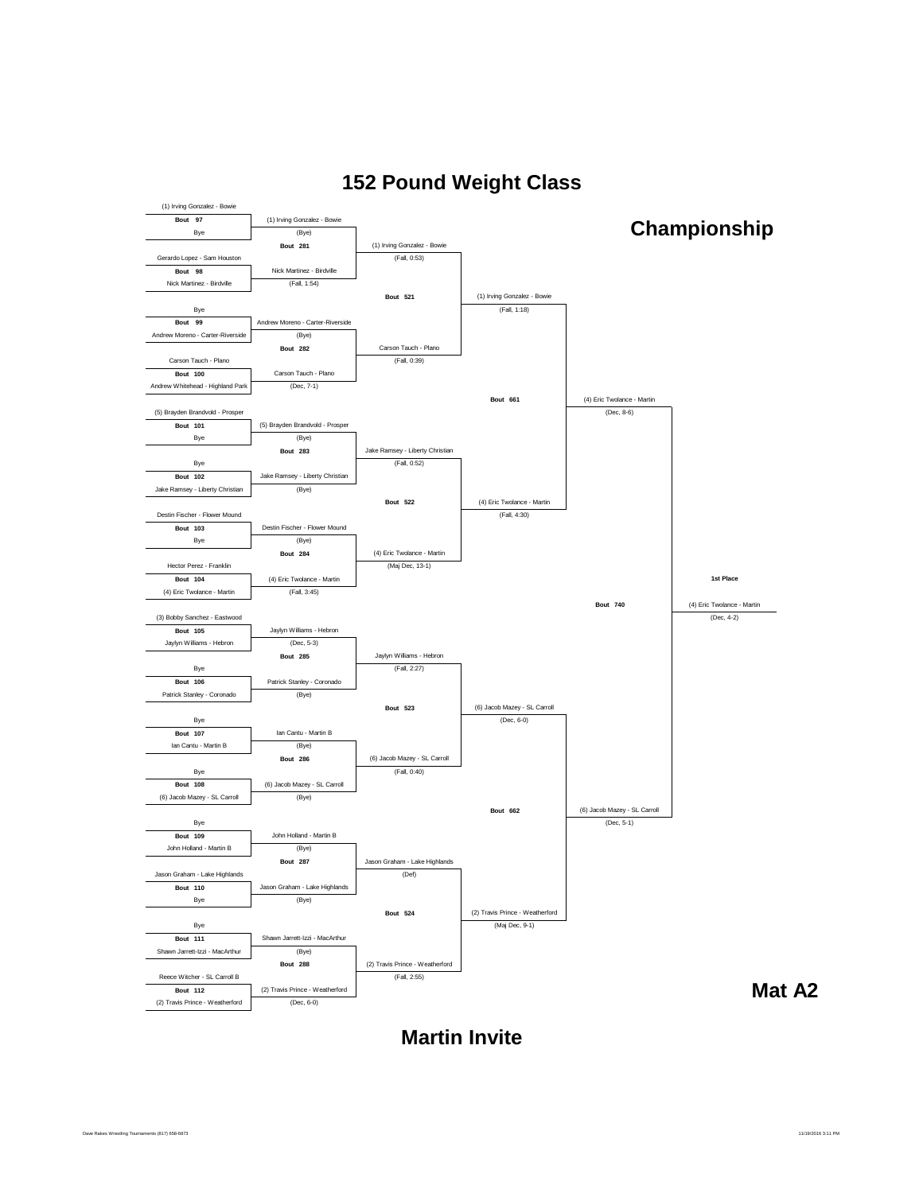# 152 Pound Weight Class

## Championship

### First Round

| Bout | Wrestler 1 | Wrestler 2 |
|---|---|---|
| Bout 97 | (1) Irving Gonzalez - Bowie | Bye |
| Bout 98 | Gerardo Lopez - Sam Houston | Nick Martinez - Birdville |
| Bout 99 | Bye | Andrew Moreno - Carter-Riverside |
| Bout 100 | Carson Tauch - Plano | Andrew Whitehead - Highland Park |
| Bout 101 | (5) Brayden Brandvold - Prosper | Bye |
| Bout 102 | Bye | Jake Ramsey - Liberty Christian |
| Bout 103 | Destin Fischer - Flower Mound | Bye |
| Bout 104 | Hector Perez - Franklin | (4) Eric Twolance - Martin |
| Bout 105 | (3) Bobby Sanchez - Eastwood | Jaylyn Williams - Hebron |
| Bout 106 | Bye | Patrick Stanley - Coronado |
| Bout 107 | Bye | Ian Cantu - Martin B |
| Bout 108 | Bye | (6) Jacob Mazey - SL Carroll |
| Bout 109 | Bye | John Holland - Martin B |
| Bout 110 | Jason Graham - Lake Highlands | Bye |
| Bout 111 | Bye | Shawn Jarrett-Izzi - MacArthur |
| Bout 112 | Reece Witcher - SL Carroll B | (2) Travis Prince - Weatherford |

### Winners

| Bout | Winner | Result |
|---|---|---|
| 97 | (1) Irving Gonzalez - Bowie | (Bye) |
| 98 | Nick Martinez - Birdville | (Fall, 1:54) |
| 99 | Andrew Moreno - Carter-Riverside | (Bye) |
| 100 | Carson Tauch - Plano | (Dec, 7-1) |
| 101 | (5) Brayden Brandvold - Prosper | (Bye) |
| 102 | Jake Ramsey - Liberty Christian | (Bye) |
| 103 | Destin Fischer - Flower Mound | (Bye) |
| 104 | (4) Eric Twolance - Martin | (Fall, 3:45) |
| 105 | Jaylyn Williams - Hebron | (Dec, 5-3) |
| 106 | Patrick Stanley - Coronado | (Bye) |
| 107 | Ian Cantu - Martin B | (Bye) |
| 108 | (6) Jacob Mazey - SL Carroll | (Bye) |
| 109 | John Holland - Martin B | (Bye) |
| 110 | Jason Graham - Lake Highlands | (Bye) |
| 111 | Shawn Jarrett-Izzi - MacArthur | (Bye) |
| 112 | (2) Travis Prince - Weatherford | (Dec, 6-0) |
| 281 | (1) Irving Gonzalez - Bowie | (Fall, 0:53) |
| 282 | Carson Tauch - Plano | (Fall, 0:39) |
| 283 | Jake Ramsey - Liberty Christian | (Fall, 0:52) |
| 284 | (4) Eric Twolance - Martin | (Maj Dec, 13-1) |
| 285 | Jaylyn Williams - Hebron | (Fall, 2:27) |
| 286 | (6) Jacob Mazey - SL Carroll | (Fall, 0:40) |
| 287 | Jason Graham - Lake Highlands | (Def) |
| 288 | (2) Travis Prince - Weatherford | (Fall, 2:55) |
| 521 | (1) Irving Gonzalez - Bowie | (Fall, 1:18) |
| 522 | (4) Eric Twolance - Martin | (Fall, 4:30) |
| 523 | (6) Jacob Mazey - SL Carroll | (Dec, 6-0) |
| 524 | (2) Travis Prince - Weatherford | (Maj Dec, 9-1) |
| 661 | (4) Eric Twolance - Martin | (Dec, 8-6) |
| 662 | (6) Jacob Mazey - SL Carroll | (Dec, 5-1) |
| 740 | (4) Eric Twolance - Martin | (Dec, 4-2) |

**1st Place:** (4) Eric Twolance - Martin (Dec, 4-2)

**Mat A2**

## Martin Invite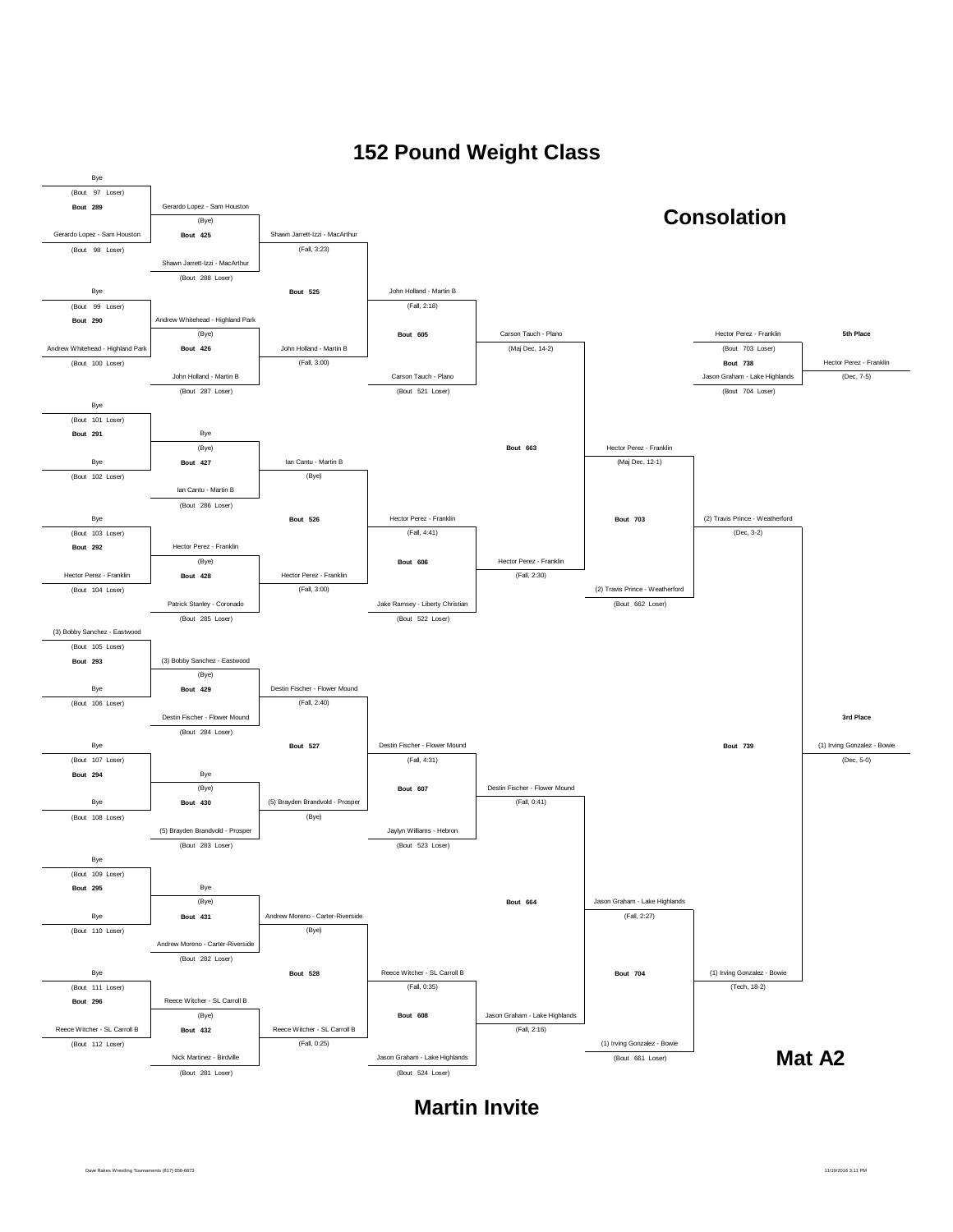# 152 Pound Weight Class

## Consolation

### Bout 289
- Bye (Bout 97 Loser)
- Gerardo Lopez - Sam Houston (Bout 98 Loser)
- Winner: Gerardo Lopez - Sam Houston (Bye)

### Bout 425
- Gerardo Lopez - Sam Houston
- Shawn Jarrett-Izzi - MacArthur (Bout 288 Loser)
- Winner: Shawn Jarrett-Izzi - MacArthur (Fall, 3:23)

### Bout 290
- Bye (Bout 99 Loser)
- Andrew Whitehead - Highland Park (Bout 100 Loser)
- Winner: Andrew Whitehead - Highland Park (Bye)

### Bout 426
- Andrew Whitehead - Highland Park
- John Holland - Martin B (Bout 287 Loser)
- Winner: John Holland - Martin B (Fall, 3:00)

### Bout 525
- Shawn Jarrett-Izzi - MacArthur
- John Holland - Martin B
- Winner: John Holland - Martin B (Fall, 2:18)

### Bout 605
- John Holland - Martin B
- Carson Tauch - Plano (Bout 521 Loser)
- Winner: Carson Tauch - Plano (Maj Dec, 14-2)

### Bout 291
- Bye (Bout 101 Loser)
- Bye (Bout 102 Loser)
- Winner: Bye (Bye)

### Bout 427
- Bye
- Ian Cantu - Martin B (Bout 286 Loser)
- Winner: Ian Cantu - Martin B (Bye)

### Bout 292
- Bye (Bout 103 Loser)
- Hector Perez - Franklin (Bout 104 Loser)
- Winner: Hector Perez - Franklin (Bye)

### Bout 428
- Hector Perez - Franklin
- Patrick Stanley - Coronado (Bout 285 Loser)
- Winner: Hector Perez - Franklin (Fall, 3:00)

### Bout 526
- Ian Cantu - Martin B
- Hector Perez - Franklin
- Winner: Hector Perez - Franklin (Fall, 4:41)

### Bout 606
- Hector Perez - Franklin
- Jake Ramsey - Liberty Christian (Bout 522 Loser)
- Winner: Hector Perez - Franklin (Fall, 2:30)

### Bout 663
- Carson Tauch - Plano
- Hector Perez - Franklin
- Winner: Hector Perez - Franklin (Maj Dec, 12-1)

### Bout 703
- Hector Perez - Franklin
- (2) Travis Prince - Weatherford (Bout 662 Loser)
- Winner: (2) Travis Prince - Weatherford (Dec, 3-2)

### Bout 293
- (3) Bobby Sanchez - Eastwood (Bout 105 Loser)
- Bye (Bout 106 Loser)
- Winner: (3) Bobby Sanchez - Eastwood (Bye)

### Bout 429
- (3) Bobby Sanchez - Eastwood
- Destin Fischer - Flower Mound (Bout 284 Loser)
- Winner: Destin Fischer - Flower Mound (Fall, 2:40)

### Bout 294
- Bye (Bout 107 Loser)
- Bye (Bout 108 Loser)
- Winner: Bye (Bye)

### Bout 430
- Bye
- (5) Brayden Brandvold - Prosper (Bout 283 Loser)
- Winner: (5) Brayden Brandvold - Prosper (Bye)

### Bout 527
- Destin Fischer - Flower Mound
- (5) Brayden Brandvold - Prosper
- Winner: Destin Fischer - Flower Mound (Fall, 4:31)

### Bout 607
- Destin Fischer - Flower Mound
- Jaylyn Williams - Hebron (Bout 523 Loser)
- Winner: Destin Fischer - Flower Mound (Fall, 0:41)

### Bout 295
- Bye (Bout 109 Loser)
- Bye (Bout 110 Loser)
- Winner: Bye (Bye)

### Bout 431
- Bye
- Andrew Moreno - Carter-Riverside (Bout 282 Loser)
- Winner: Andrew Moreno - Carter-Riverside (Bye)

### Bout 296
- Bye (Bout 111 Loser)
- Reece Witcher - SL Carroll B (Bout 112 Loser)
- Winner: Reece Witcher - SL Carroll B (Bye)

### Bout 432
- Reece Witcher - SL Carroll B
- Nick Martinez - Birdville (Bout 281 Loser)
- Winner: Reece Witcher - SL Carroll B (Fall, 0:25)

### Bout 528
- Andrew Moreno - Carter-Riverside
- Reece Witcher - SL Carroll B
- Winner: Reece Witcher - SL Carroll B (Fall, 0:35)

### Bout 608
- Reece Witcher - SL Carroll B
- Jason Graham - Lake Highlands (Bout 524 Loser)
- Winner: Jason Graham - Lake Highlands (Fall, 2:16)

### Bout 664
- Destin Fischer - Flower Mound
- Jason Graham - Lake Highlands
- Winner: Jason Graham - Lake Highlands (Fall, 2:27)

### Bout 704
- Jason Graham - Lake Highlands
- (1) Irving Gonzalez - Bowie (Bout 661 Loser)
- Winner: (1) Irving Gonzalez - Bowie (Tech, 18-2)

### Bout 738 — 5th Place
- Hector Perez - Franklin (Bout 703 Loser)
- Jason Graham - Lake Highlands (Bout 704 Loser)
- Winner: Hector Perez - Franklin (Dec, 7-5)

### Bout 739 — 3rd Place
- (2) Travis Prince - Weatherford
- (1) Irving Gonzalez - Bowie
- Winner: (1) Irving Gonzalez - Bowie (Dec, 5-0)

**Mat A2**

**Martin Invite**

Dave Rakes Wrestling Tournaments (817) 658-6873

11/19/2016 3:11 PM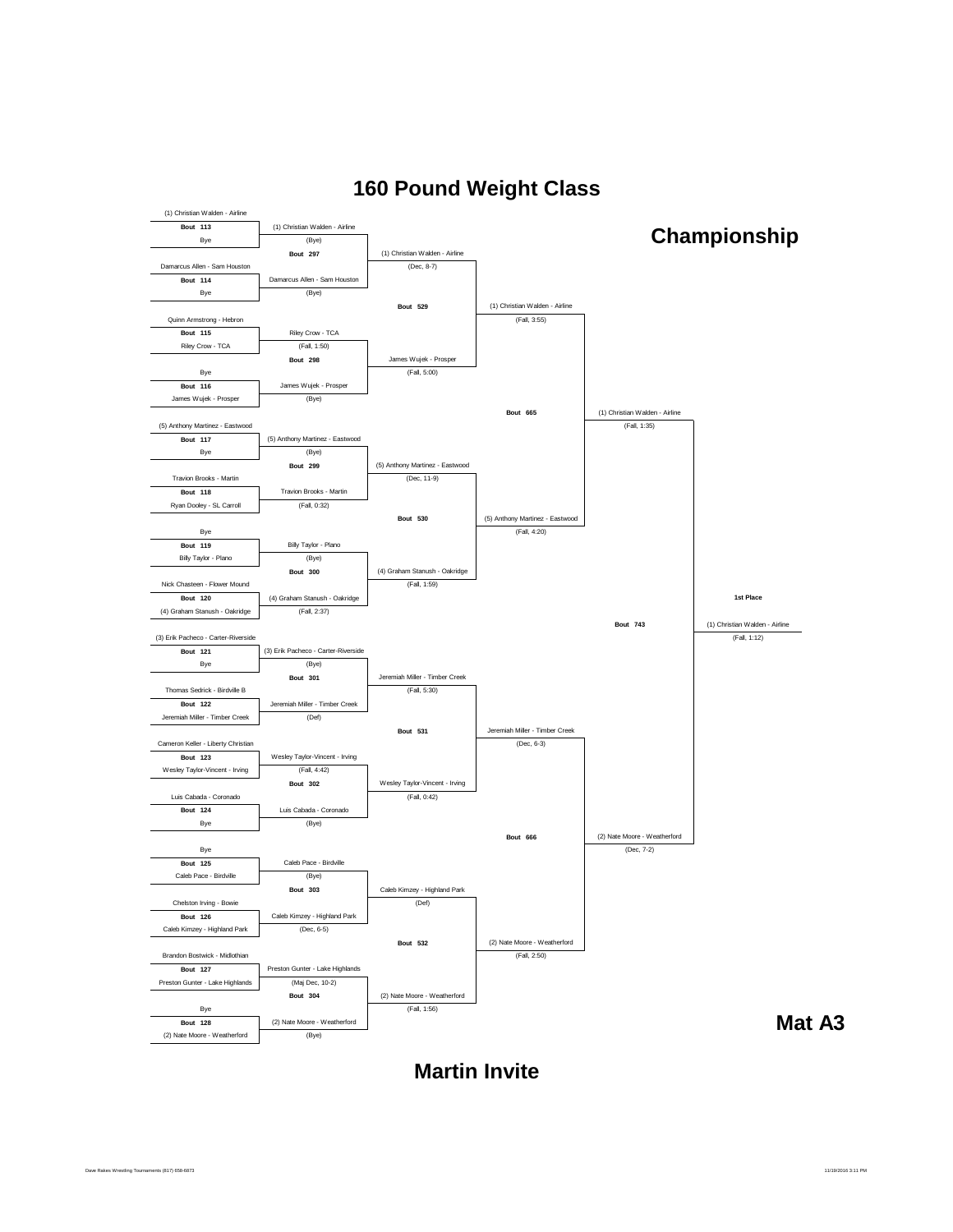# 160 Pound Weight Class

## Championship

### First Round

| Bout | Wrestler 1 | Wrestler 2 | Winner | Result |
|---|---|---|---|---|
| Bout 113 | (1) Christian Walden - Airline | Bye | (1) Christian Walden - Airline | (Bye) |
| Bout 114 | Damarcus Allen - Sam Houston | Bye | Damarcus Allen - Sam Houston | (Bye) |
| Bout 115 | Quinn Armstrong - Hebron | Riley Crow - TCA | Riley Crow - TCA | (Fall, 1:50) |
| Bout 116 | Bye | James Wujek - Prosper | James Wujek - Prosper | (Bye) |
| Bout 117 | (5) Anthony Martinez - Eastwood | Bye | (5) Anthony Martinez - Eastwood | (Bye) |
| Bout 118 | Travion Brooks - Martin | Ryan Dooley - SL Carroll | Travion Brooks - Martin | (Fall, 0:32) |
| Bout 119 | Bye | Billy Taylor - Plano | Billy Taylor - Plano | (Bye) |
| Bout 120 | Nick Chasteen - Flower Mound | (4) Graham Stanush - Oakridge | (4) Graham Stanush - Oakridge | (Fall, 2:37) |
| Bout 121 | (3) Erik Pacheco - Carter-Riverside | Bye | (3) Erik Pacheco - Carter-Riverside | (Bye) |
| Bout 122 | Thomas Sedrick - Birdville B | Jeremiah Miller - Timber Creek | Jeremiah Miller - Timber Creek | (Def) |
| Bout 123 | Cameron Keller - Liberty Christian | Wesley Taylor-Vincent - Irving | Wesley Taylor-Vincent - Irving | (Fall, 4:42) |
| Bout 124 | Luis Cabada - Coronado | Bye | Luis Cabada - Coronado | (Bye) |
| Bout 125 | Bye | Caleb Pace - Birdville | Caleb Pace - Birdville | (Bye) |
| Bout 126 | Chelston Irving - Bowie | Caleb Kimzey - Highland Park | Caleb Kimzey - Highland Park | (Dec, 6-5) |
| Bout 127 | Brandon Bostwick - Midlothian | Preston Gunter - Lake Highlands | Preston Gunter - Lake Highlands | (Maj Dec, 10-2) |
| Bout 128 | Bye | (2) Nate Moore - Weatherford | (2) Nate Moore - Weatherford | (Bye) |

### Second Round

| Bout | Winner | Result |
|---|---|---|
| Bout 297 | (1) Christian Walden - Airline | (Dec, 8-7) |
| Bout 298 | James Wujek - Prosper | (Fall, 5:00) |
| Bout 299 | (5) Anthony Martinez - Eastwood | (Dec, 11-9) |
| Bout 300 | (4) Graham Stanush - Oakridge | (Fall, 1:59) |
| Bout 301 | Jeremiah Miller - Timber Creek | (Fall, 5:30) |
| Bout 302 | Wesley Taylor-Vincent - Irving | (Fall, 0:42) |
| Bout 303 | Caleb Kimzey - Highland Park | (Def) |
| Bout 304 | (2) Nate Moore - Weatherford | (Fall, 1:56) |

### Quarterfinals

| Bout | Winner | Result |
|---|---|---|
| Bout 529 | (1) Christian Walden - Airline | (Fall, 3:55) |
| Bout 530 | (5) Anthony Martinez - Eastwood | (Fall, 4:20) |
| Bout 531 | Jeremiah Miller - Timber Creek | (Dec, 6-3) |
| Bout 532 | (2) Nate Moore - Weatherford | (Fall, 2:50) |

### Semifinals

| Bout | Winner | Result |
|---|---|---|
| Bout 665 | (1) Christian Walden - Airline | (Fall, 1:35) |
| Bout 666 | (2) Nate Moore - Weatherford | (Dec, 7-2) |

### Final

| Bout | 1st Place | Result |
|---|---|---|
| Bout 743 | (1) Christian Walden - Airline | (Fall, 1:12) |

**Mat A3**

## Martin Invite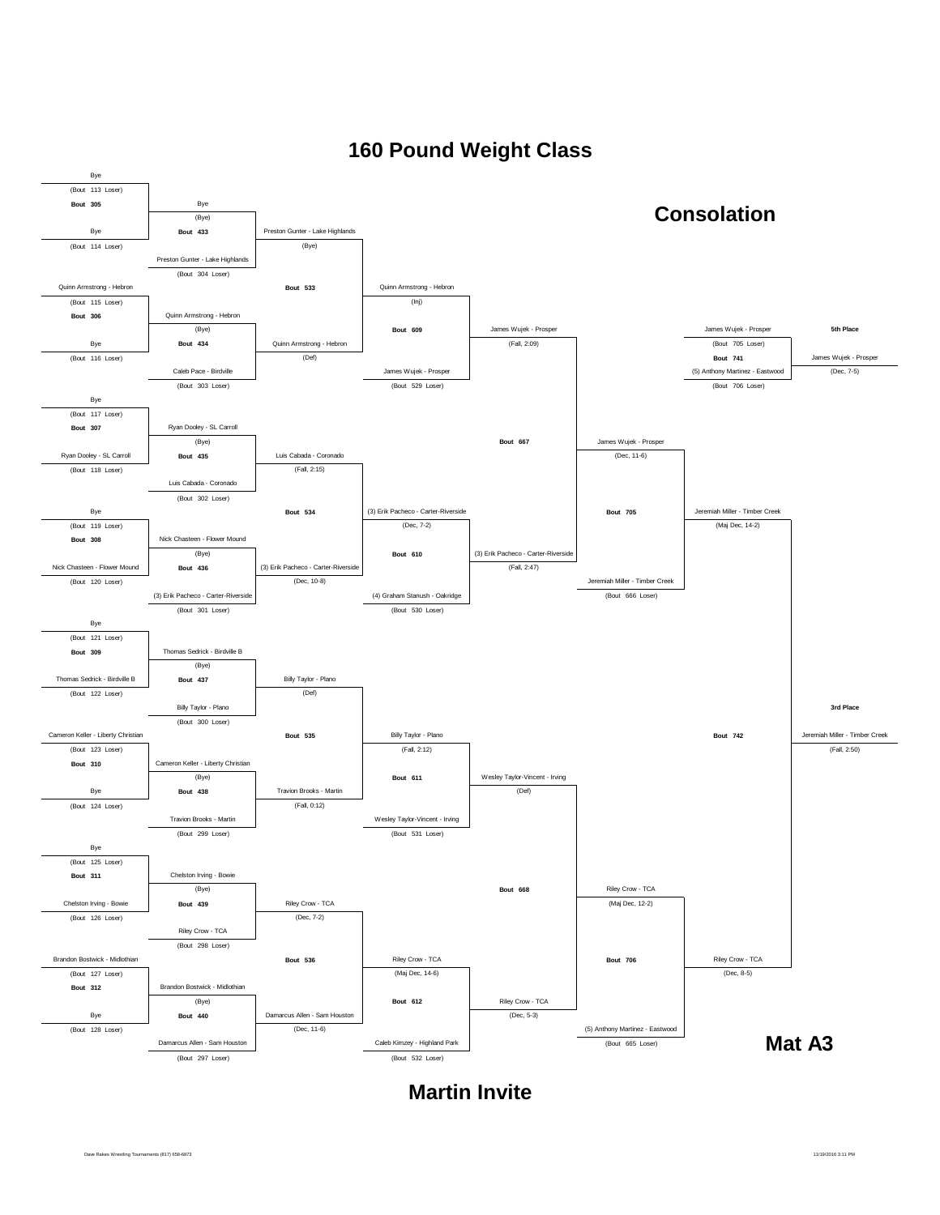# 160 Pound Weight Class

## Consolation

### Bout 305
- Bye (Bout 113 Loser)
- Bye (Bout 114 Loser)
- Winner: Bye (Bye)

### Bout 306
- Quinn Armstrong - Hebron (Bout 115 Loser)
- Bye (Bout 116 Loser)
- Winner: Quinn Armstrong - Hebron (Bye)

### Bout 307
- Bye (Bout 117 Loser)
- Ryan Dooley - SL Carroll (Bout 118 Loser)
- Winner: Ryan Dooley - SL Carroll (Bye)

### Bout 308
- Bye (Bout 119 Loser)
- Nick Chasteen - Flower Mound (Bout 120 Loser)
- Winner: Nick Chasteen - Flower Mound (Bye)

### Bout 309
- Bye (Bout 121 Loser)
- Thomas Sedrick - Birdville B (Bout 122 Loser)
- Winner: Thomas Sedrick - Birdville B (Bye)

### Bout 310
- Cameron Keller - Liberty Christian (Bout 123 Loser)
- Bye (Bout 124 Loser)
- Winner: Cameron Keller - Liberty Christian (Bye)

### Bout 311
- Bye (Bout 125 Loser)
- Chelston Irving - Bowie (Bout 126 Loser)
- Winner: Chelston Irving - Bowie (Bye)

### Bout 312
- Brandon Bostwick - Midlothian (Bout 127 Loser)
- Bye (Bout 128 Loser)
- Winner: Brandon Bostwick - Midlothian (Bye)

### Bout 433
- Bye
- Preston Gunter - Lake Highlands (Bout 304 Loser)
- Winner: Preston Gunter - Lake Highlands (Bye)

### Bout 434
- Quinn Armstrong - Hebron
- Caleb Pace - Birdville (Bout 303 Loser)
- Winner: Quinn Armstrong - Hebron (Def)

### Bout 435
- Ryan Dooley - SL Carroll
- Luis Cabada - Coronado (Bout 302 Loser)
- Winner: Luis Cabada - Coronado (Fall, 2:15)

### Bout 436
- Nick Chasteen - Flower Mound
- (3) Erik Pacheco - Carter-Riverside (Bout 301 Loser)
- Winner: (3) Erik Pacheco - Carter-Riverside (Dec, 10-8)

### Bout 437
- Thomas Sedrick - Birdville B
- Billy Taylor - Plano (Bout 300 Loser)
- Winner: Billy Taylor - Plano (Def)

### Bout 438
- Cameron Keller - Liberty Christian
- Travion Brooks - Martin (Bout 299 Loser)
- Winner: Travion Brooks - Martin (Fall, 0:12)

### Bout 439
- Chelston Irving - Bowie
- Riley Crow - TCA (Bout 298 Loser)
- Winner: Riley Crow - TCA (Dec, 7-2)

### Bout 440
- Brandon Bostwick - Midlothian
- Damarcus Allen - Sam Houston (Bout 297 Loser)
- Winner: Damarcus Allen - Sam Houston (Dec, 11-6)

### Bout 533
- Preston Gunter - Lake Highlands
- Quinn Armstrong - Hebron
- Winner: Quinn Armstrong - Hebron (Inj)

### Bout 534
- Luis Cabada - Coronado
- (3) Erik Pacheco - Carter-Riverside
- Winner: (3) Erik Pacheco - Carter-Riverside (Dec, 7-2)

### Bout 535
- Billy Taylor - Plano
- Travion Brooks - Martin
- Winner: Billy Taylor - Plano (Fall, 2:12)

### Bout 536
- Riley Crow - TCA
- Damarcus Allen - Sam Houston
- Winner: Riley Crow - TCA (Maj Dec, 14-6)

### Bout 609
- Quinn Armstrong - Hebron
- James Wujek - Prosper (Bout 529 Loser)
- Winner: James Wujek - Prosper (Fall, 2:09)

### Bout 610
- (3) Erik Pacheco - Carter-Riverside
- (4) Graham Stanush - Oakridge (Bout 530 Loser)
- Winner: (3) Erik Pacheco - Carter-Riverside (Fall, 2:47)

### Bout 611
- Billy Taylor - Plano
- Wesley Taylor-Vincent - Irving (Bout 531 Loser)
- Winner: Wesley Taylor-Vincent - Irving (Def)

### Bout 612
- Riley Crow - TCA
- Caleb Kimzey - Highland Park (Bout 532 Loser)
- Winner: Riley Crow - TCA (Dec, 5-3)

### Bout 667
- James Wujek - Prosper
- (3) Erik Pacheco - Carter-Riverside
- Winner: James Wujek - Prosper (Dec, 11-6)

### Bout 668
- Wesley Taylor-Vincent - Irving
- Riley Crow - TCA
- Winner: Riley Crow - TCA (Maj Dec, 12-2)

### Bout 705
- James Wujek - Prosper
- Jeremiah Miller - Timber Creek (Bout 666 Loser)
- Winner: Jeremiah Miller - Timber Creek (Maj Dec, 14-2)

### Bout 706
- Riley Crow - TCA
- (5) Anthony Martinez - Eastwood (Bout 665 Loser)
- Winner: Riley Crow - TCA (Dec, 8-5)

### Bout 741 — 5th Place
- James Wujek - Prosper (Bout 705 Loser)
- (5) Anthony Martinez - Eastwood (Bout 706 Loser)
- **5th Place:** James Wujek - Prosper (Dec, 7-5)

### Bout 742 — 3rd Place
- Jeremiah Miller - Timber Creek
- Riley Crow - TCA
- **3rd Place:** Jeremiah Miller - Timber Creek (Fall, 2:50)

**Mat A3**

**Martin Invite**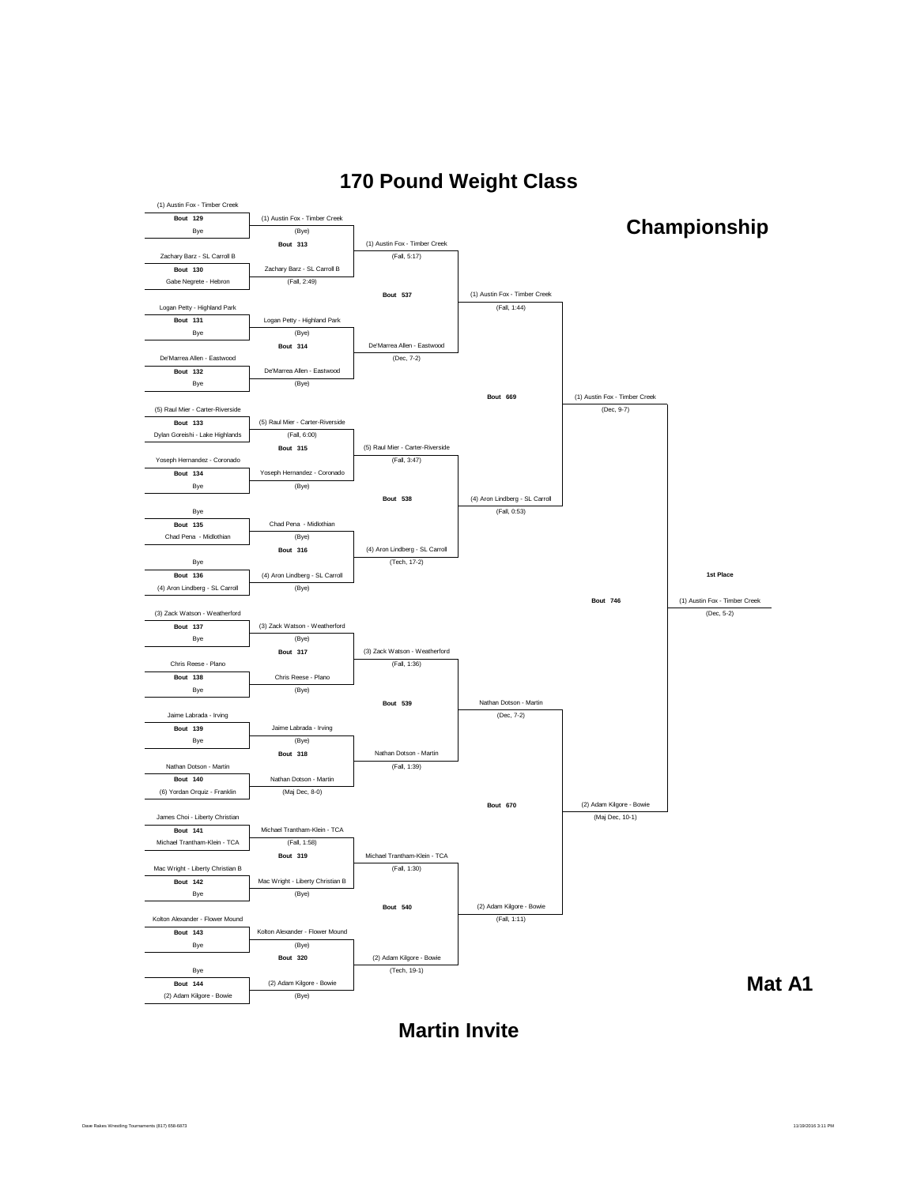# 170 Pound Weight Class

## Championship

### Round 1

| Bout | Wrestler 1 | Wrestler 2 | Winner | Result |
|---|---|---|---|---|
| 129 | (1) Austin Fox - Timber Creek | Bye | (1) Austin Fox - Timber Creek | (Bye) |
| 130 | Zachary Barz - SL Carroll B | Gabe Negrete - Hebron | Zachary Barz - SL Carroll B | (Fall, 2:49) |
| 131 | Logan Petty - Highland Park | Bye | Logan Petty - Highland Park | (Bye) |
| 132 | De'Marrea Allen - Eastwood | Bye | De'Marrea Allen - Eastwood | (Bye) |
| 133 | (5) Raul Mier - Carter-Riverside | Dylan Goreishi - Lake Highlands | (5) Raul Mier - Carter-Riverside | (Fall, 6:00) |
| 134 | Yoseph Hernandez - Coronado | Bye | Yoseph Hernandez - Coronado | (Bye) |
| 135 | Bye | Chad Pena - Midlothian | Chad Pena - Midlothian | (Bye) |
| 136 | Bye | (4) Aron Lindberg - SL Carroll | (4) Aron Lindberg - SL Carroll | (Bye) |
| 137 | (3) Zack Watson - Weatherford | Bye | (3) Zack Watson - Weatherford | (Bye) |
| 138 | Chris Reese - Plano | Bye | Chris Reese - Plano | (Bye) |
| 139 | Jaime Labrada - Irving | Bye | Jaime Labrada - Irving | (Bye) |
| 140 | Nathan Dotson - Martin | (6) Yordan Orquiz - Franklin | Nathan Dotson - Martin | (Maj Dec, 8-0) |
| 141 | James Choi - Liberty Christian | Michael Trantham-Klein - TCA | Michael Trantham-Klein - TCA | (Fall, 1:58) |
| 142 | Mac Wright - Liberty Christian B | Bye | Mac Wright - Liberty Christian B | (Bye) |
| 143 | Kolton Alexander - Flower Mound | Bye | Kolton Alexander - Flower Mound | (Bye) |
| 144 | Bye | (2) Adam Kilgore - Bowie | (2) Adam Kilgore - Bowie | (Bye) |

### Round 2

| Bout | Winner | Result |
|---|---|---|
| 313 | (1) Austin Fox - Timber Creek | (Fall, 5:17) |
| 314 | De'Marrea Allen - Eastwood | (Dec, 7-2) |
| 315 | (5) Raul Mier - Carter-Riverside | (Fall, 3:47) |
| 316 | (4) Aron Lindberg - SL Carroll | (Tech, 17-2) |
| 317 | (3) Zack Watson - Weatherford | (Fall, 1:36) |
| 318 | Nathan Dotson - Martin | (Fall, 1:39) |
| 319 | Michael Trantham-Klein - TCA | (Fall, 1:30) |
| 320 | (2) Adam Kilgore - Bowie | (Tech, 19-1) |

### Quarterfinals

| Bout | Winner | Result |
|---|---|---|
| 537 | (1) Austin Fox - Timber Creek | (Fall, 1:44) |
| 538 | (4) Aron Lindberg - SL Carroll | (Fall, 0:53) |
| 539 | Nathan Dotson - Martin | (Dec, 7-2) |
| 540 | (2) Adam Kilgore - Bowie | (Fall, 1:11) |

### Semifinals

| Bout | Winner | Result |
|---|---|---|
| 669 | (1) Austin Fox - Timber Creek | (Dec, 9-7) |
| 670 | (2) Adam Kilgore - Bowie | (Maj Dec, 10-1) |

### Final

| Bout | 1st Place | Result |
|---|---|---|
| 746 | (1) Austin Fox - Timber Creek | (Dec, 5-2) |

**Mat A1**

**Martin Invite**

Dave Rakes Wrestling Tournaments (817) 658-6873

11/19/2016 3:11 PM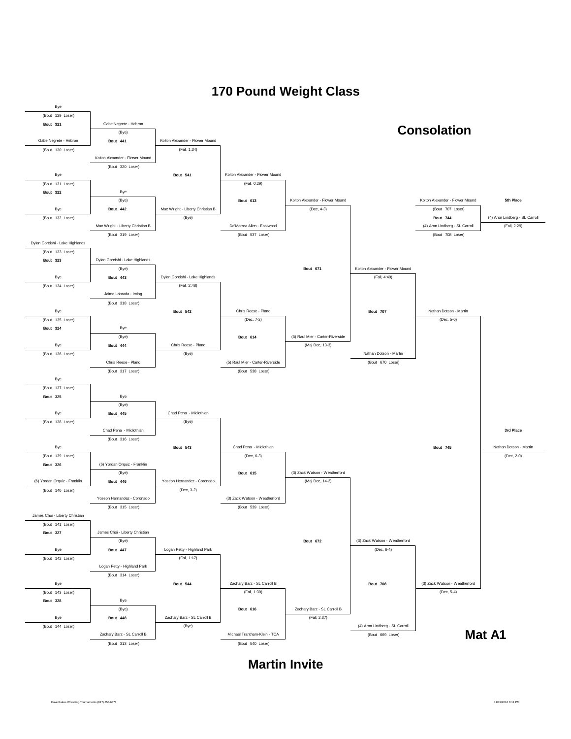# 170 Pound Weight Class

## Consolation

### Round 1 (Bouts 321–328)

- Bout 321: Bye (Bout 129 Loser) vs Gabe Negrete - Hebron (Bout 130 Loser) → Gabe Negrete - Hebron (Bye)
- Bout 322: Bye (Bout 131 Loser) vs Bye (Bout 132 Loser) → Bye (Bye)
- Bout 323: Dylan Goreishi - Lake Highlands (Bout 133 Loser) vs Bye (Bout 134 Loser) → Dylan Goreishi - Lake Highlands (Bye)
- Bout 324: Bye (Bout 135 Loser) vs Bye (Bout 136 Loser) → Bye (Bye)
- Bout 325: Bye (Bout 137 Loser) vs Bye (Bout 138 Loser) → Bye (Bye)
- Bout 326: Bye (Bout 139 Loser) vs (6) Yordan Orquiz - Franklin (Bout 140 Loser) → (6) Yordan Orquiz - Franklin (Bye)
- Bout 327: James Choi - Liberty Christian (Bout 141 Loser) vs Bye (Bout 142 Loser) → James Choi - Liberty Christian (Bye)
- Bout 328: Bye (Bout 143 Loser) vs Bye (Bout 144 Loser) → Bye (Bye)

### Round 2 (Bouts 441–448)

- Bout 441: Gabe Negrete - Hebron vs Kolton Alexander - Flower Mound (Bout 320 Loser) → Kolton Alexander - Flower Mound (Fall, 1:34)
- Bout 442: Bye vs Mac Wright - Liberty Christian B (Bout 319 Loser) → Mac Wright - Liberty Christian B (Bye)
- Bout 443: Dylan Goreishi - Lake Highlands vs Jaime Labrada - Irving (Bout 318 Loser) → Dylan Goreishi - Lake Highlands (Fall, 2:48)
- Bout 444: Bye vs Chris Reese - Plano (Bout 317 Loser) → Chris Reese - Plano (Bye)
- Bout 445: Bye vs Chad Pena - Midlothian (Bout 316 Loser) → Chad Pena - Midlothian (Bye)
- Bout 446: (6) Yordan Orquiz - Franklin vs Yoseph Hernandez - Coronado (Bout 315 Loser) → Yoseph Hernandez - Coronado (Dec, 3-2)
- Bout 447: James Choi - Liberty Christian vs Logan Petty - Highland Park (Bout 314 Loser) → Logan Petty - Highland Park (Fall, 1:17)
- Bout 448: Bye vs Zachary Barz - SL Carroll B (Bout 313 Loser) → Zachary Barz - SL Carroll B (Bye)

### Round 3 (Bouts 541–544)

- Bout 541: Kolton Alexander - Flower Mound vs Mac Wright - Liberty Christian B → Kolton Alexander - Flower Mound (Fall, 0:29)
- Bout 542: Dylan Goreishi - Lake Highlands vs Chris Reese - Plano → Chris Reese - Plano (Dec, 7-2)
- Bout 543: Chad Pena - Midlothian vs Yoseph Hernandez - Coronado → Chad Pena - Midlothian (Dec, 6-3)
- Bout 544: Logan Petty - Highland Park vs Zachary Barz - SL Carroll B → Zachary Barz - SL Carroll B (Fall, 1:30)

### Round 4 (Bouts 613–616)

- Bout 613: Kolton Alexander - Flower Mound vs De'Marrea Allen - Eastwood (Bout 537 Loser) → Kolton Alexander - Flower Mound (Dec, 4-3)
- Bout 614: Chris Reese - Plano vs (5) Raul Mier - Carter-Riverside (Bout 538 Loser) → (5) Raul Mier - Carter-Riverside (Maj Dec, 13-3)
- Bout 615: Chad Pena - Midlothian vs (3) Zack Watson - Weatherford (Bout 539 Loser) → (3) Zack Watson - Weatherford (Maj Dec, 14-2)
- Bout 616: Zachary Barz - SL Carroll B vs Michael Trantham-Klein - TCA (Bout 540 Loser) → Zachary Barz - SL Carroll B (Fall, 2:37)

### Round 5 (Bouts 671–672)

- Bout 671: Kolton Alexander - Flower Mound vs (5) Raul Mier - Carter-Riverside → Kolton Alexander - Flower Mound (Fall, 4:40)
- Bout 672: (3) Zack Watson - Weatherford vs Zachary Barz - SL Carroll B → (3) Zack Watson - Weatherford (Dec, 6-4)

### Round 6 (Bouts 707–708)

- Bout 707: Kolton Alexander - Flower Mound vs Nathan Dotson - Martin (Bout 670 Loser) → Nathan Dotson - Martin (Dec, 5-0)
- Bout 708: (3) Zack Watson - Weatherford vs (4) Aron Lindberg - SL Carroll (Bout 669 Loser) → (3) Zack Watson - Weatherford (Dec, 5-4)

### 5th Place

- Bout 744: Kolton Alexander - Flower Mound (Bout 707 Loser) vs (4) Aron Lindberg - SL Carroll (Bout 708 Loser) → (4) Aron Lindberg - SL Carroll (Fall, 2:29)

### 3rd Place

- Bout 745: Nathan Dotson - Martin vs (3) Zack Watson - Weatherford → Nathan Dotson - Martin (Dec, 2-0)

**Mat A1**

**Martin Invite**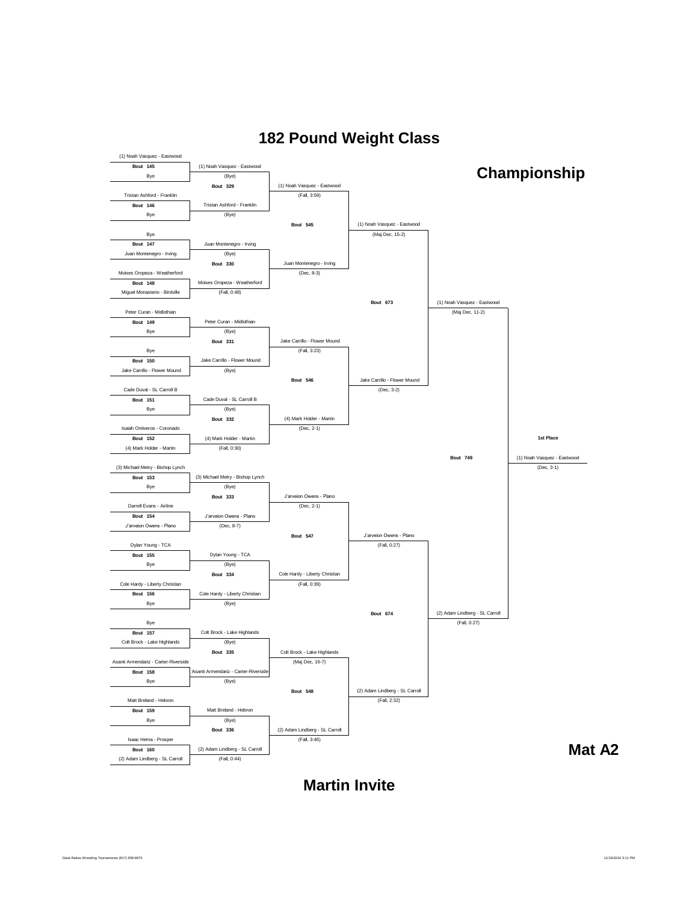# 182 Pound Weight Class

## Championship

### First Round

| Bout | Wrestler 1 | Wrestler 2 | Winner | Result |
|---|---|---|---|---|
| 145 | (1) Noah Vasquez - Eastwood | Bye | (1) Noah Vasquez - Eastwood | (Bye) |
| 146 | Tristan Ashford - Franklin | Bye | Tristan Ashford - Franklin | (Bye) |
| 147 | Bye | Juan Montenegro - Irving | Juan Montenegro - Irving | (Bye) |
| 148 | Moises Oropeza - Weatherford | Miguel Monasterio - Birdville | Moises Oropeza - Weatherford | (Fall, 0:48) |
| 149 | Peter Curan - Midlothian | Bye | Peter Curan - Midlothian | (Bye) |
| 150 | Bye | Jake Carrillo - Flower Mound | Jake Carrillo - Flower Mound | (Bye) |
| 151 | Cade Duval - SL Carroll B | Bye | Cade Duval - SL Carroll B | (Bye) |
| 152 | Isaiah Ontiveros - Coronado | (4) Mark Holder - Martin | (4) Mark Holder - Martin | (Fall, 0:30) |
| 153 | (3) Michael Metry - Bishop Lynch | Bye | (3) Michael Metry - Bishop Lynch | (Bye) |
| 154 | Darrell Evans - Airline | J'arveion Owens - Plano | J'arveion Owens - Plano | (Dec, 8-7) |
| 155 | Dylan Young - TCA | Bye | Dylan Young - TCA | (Bye) |
| 156 | Cole Hardy - Liberty Christian | Bye | Cole Hardy - Liberty Christian | (Bye) |
| 157 | Bye | Colt Brock - Lake Highlands | Colt Brock - Lake Highlands | (Bye) |
| 158 | Asanti Armendariz - Carter-Riverside | Bye | Asanti Armendariz - Carter-Riverside | (Bye) |
| 159 | Matt Breland - Hebron | Bye | Matt Breland - Hebron | (Bye) |
| 160 | Isaac Hema - Prosper | (2) Adam Lindberg - SL Carroll | (2) Adam Lindberg - SL Carroll | (Fall, 0:44) |

### Second Round

| Bout | Winner | Result |
|---|---|---|
| 329 | (1) Noah Vasquez - Eastwood | (Fall, 3:59) |
| 330 | Juan Montenegro - Irving | (Dec, 8-3) |
| 331 | Jake Carrillo - Flower Mound | (Fall, 3:23) |
| 332 | (4) Mark Holder - Martin | (Dec, 2-1) |
| 333 | J'arveion Owens - Plano | (Dec, 2-1) |
| 334 | Cole Hardy - Liberty Christian | (Fall, 0:39) |
| 335 | Colt Brock - Lake Highlands | (Maj Dec, 16-7) |
| 336 | (2) Adam Lindberg - SL Carroll | (Fall, 3:46) |

### Quarterfinals

| Bout | Winner | Result |
|---|---|---|
| 545 | (1) Noah Vasquez - Eastwood | (Maj Dec, 15-2) |
| 546 | Jake Carrillo - Flower Mound | (Dec, 3-2) |
| 547 | J'arveion Owens - Plano | (Fall, 0:27) |
| 548 | (2) Adam Lindberg - SL Carroll | (Fall, 2:32) |

### Semifinals

| Bout | Winner | Result |
|---|---|---|
| 673 | (1) Noah Vasquez - Eastwood | (Maj Dec, 11-2) |
| 674 | (2) Adam Lindberg - SL Carroll | (Fall, 0:27) |

### Final

| Bout | 1st Place | Result |
|---|---|---|
| 749 | (1) Noah Vasquez - Eastwood | (Dec, 3-1) |

**Mat A2**

**Martin Invite**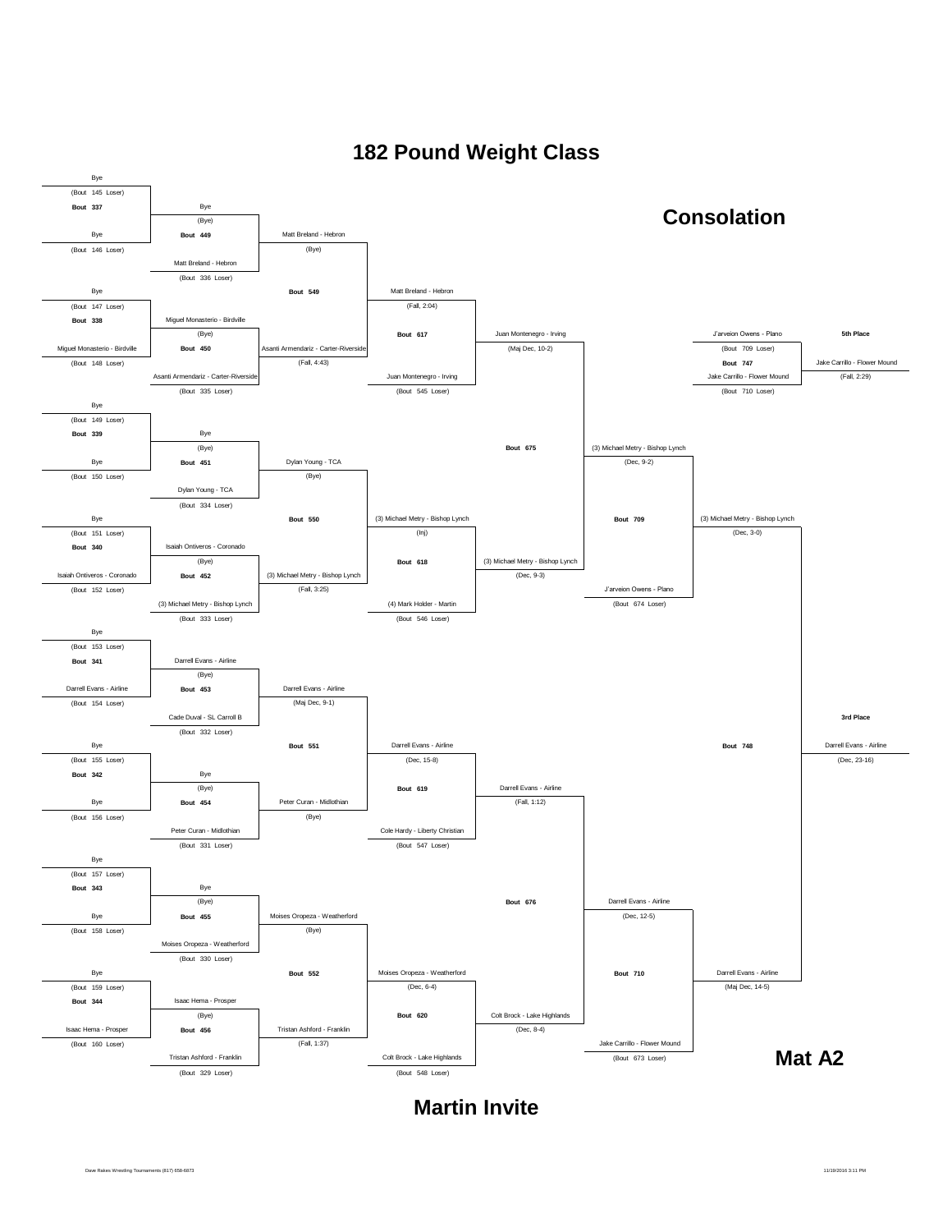# 182 Pound Weight Class

## Consolation

**Bout 337**
- Bye (Bout 145 Loser)
- Bye (Bout 146 Loser)
- Winner: Bye (Bye)

**Bout 449**
- Bye (Bye)
- Matt Breland - Hebron (Bout 336 Loser)
- Winner: Matt Breland - Hebron (Bye)

**Bout 338**
- Bye (Bout 147 Loser)
- Miguel Monasterio - Birdville (Bout 148 Loser)
- Winner: Miguel Monasterio - Birdville (Bye)

**Bout 450**
- Miguel Monasterio - Birdville
- Asanti Armendariz - Carter-Riverside (Bout 335 Loser)
- Winner: Asanti Armendariz - Carter-Riverside (Fall, 4:43)

**Bout 549**
- Matt Breland - Hebron
- Asanti Armendariz - Carter-Riverside
- Winner: Matt Breland - Hebron (Fall, 2:04)

**Bout 617**
- Matt Breland - Hebron
- Juan Montenegro - Irving (Bout 545 Loser)
- Winner: Juan Montenegro - Irving (Maj Dec, 10-2)

**Bout 339**
- Bye (Bout 149 Loser)
- Bye (Bout 150 Loser)
- Winner: Bye (Bye)

**Bout 451**
- Bye (Bye)
- Dylan Young - TCA (Bout 334 Loser)
- Winner: Dylan Young - TCA (Bye)

**Bout 340**
- Bye (Bout 151 Loser)
- Isaiah Ontiveros - Coronado (Bout 152 Loser)
- Winner: Isaiah Ontiveros - Coronado (Bye)

**Bout 452**
- Isaiah Ontiveros - Coronado
- (3) Michael Metry - Bishop Lynch (Bout 333 Loser)
- Winner: (3) Michael Metry - Bishop Lynch (Fall, 3:25)

**Bout 550**
- Dylan Young - TCA
- (3) Michael Metry - Bishop Lynch
- Winner: (3) Michael Metry - Bishop Lynch (Inj)

**Bout 618**
- (3) Michael Metry - Bishop Lynch
- (4) Mark Holder - Martin (Bout 546 Loser)
- Winner: (3) Michael Metry - Bishop Lynch (Dec, 9-3)

**Bout 675**
- Juan Montenegro - Irving
- (3) Michael Metry - Bishop Lynch
- Winner: (3) Michael Metry - Bishop Lynch (Dec, 9-2)

**Bout 709**
- (3) Michael Metry - Bishop Lynch
- J'arveion Owens - Plano (Bout 674 Loser)
- Winner: (3) Michael Metry - Bishop Lynch (Dec, 3-0)

**Bout 341**
- Bye (Bout 153 Loser)
- Darrell Evans - Airline (Bout 154 Loser)
- Winner: Darrell Evans - Airline (Bye)

**Bout 453**
- Darrell Evans - Airline
- Cade Duval - SL Carroll B (Bout 332 Loser)
- Winner: Darrell Evans - Airline (Maj Dec, 9-1)

**Bout 342**
- Bye (Bout 155 Loser)
- Bye (Bout 156 Loser)
- Winner: Bye (Bye)

**Bout 454**
- Bye (Bye)
- Peter Curan - Midlothian (Bout 331 Loser)
- Winner: Peter Curan - Midlothian (Bye)

**Bout 551**
- Darrell Evans - Airline
- Peter Curan - Midlothian
- Winner: Darrell Evans - Airline (Dec, 15-8)

**Bout 619**
- Darrell Evans - Airline
- Cole Hardy - Liberty Christian (Bout 547 Loser)
- Winner: Darrell Evans - Airline (Fall, 1:12)

**Bout 343**
- Bye (Bout 157 Loser)
- Bye (Bout 158 Loser)
- Winner: Bye (Bye)

**Bout 455**
- Bye (Bye)
- Moises Oropeza - Weatherford (Bout 330 Loser)
- Winner: Moises Oropeza - Weatherford (Bye)

**Bout 344**
- Bye (Bout 159 Loser)
- Isaac Hema - Prosper (Bout 160 Loser)
- Winner: Isaac Hema - Prosper (Bye)

**Bout 456**
- Isaac Hema - Prosper
- Tristan Ashford - Franklin (Bout 329 Loser)
- Winner: Tristan Ashford - Franklin (Fall, 1:37)

**Bout 552**
- Moises Oropeza - Weatherford
- Tristan Ashford - Franklin
- Winner: Moises Oropeza - Weatherford (Dec, 6-4)

**Bout 620**
- Moises Oropeza - Weatherford
- Colt Brock - Lake Highlands (Bout 548 Loser)
- Winner: Colt Brock - Lake Highlands (Dec, 8-4)

**Bout 676**
- Darrell Evans - Airline
- Colt Brock - Lake Highlands
- Winner: Darrell Evans - Airline (Dec, 12-5)

**Bout 710**
- Darrell Evans - Airline
- Jake Carrillo - Flower Mound (Bout 673 Loser)
- Winner: Darrell Evans - Airline (Maj Dec, 14-5)

**Bout 747 — 5th Place**
- J'arveion Owens - Plano (Bout 709 Loser)
- Jake Carrillo - Flower Mound (Bout 710 Loser)
- 5th Place: Jake Carrillo - Flower Mound (Fall, 2:29)

**Bout 748 — 3rd Place**
- (3) Michael Metry - Bishop Lynch
- Darrell Evans - Airline
- 3rd Place: Darrell Evans - Airline (Dec, 23-16)

**Mat A2**

**Martin Invite**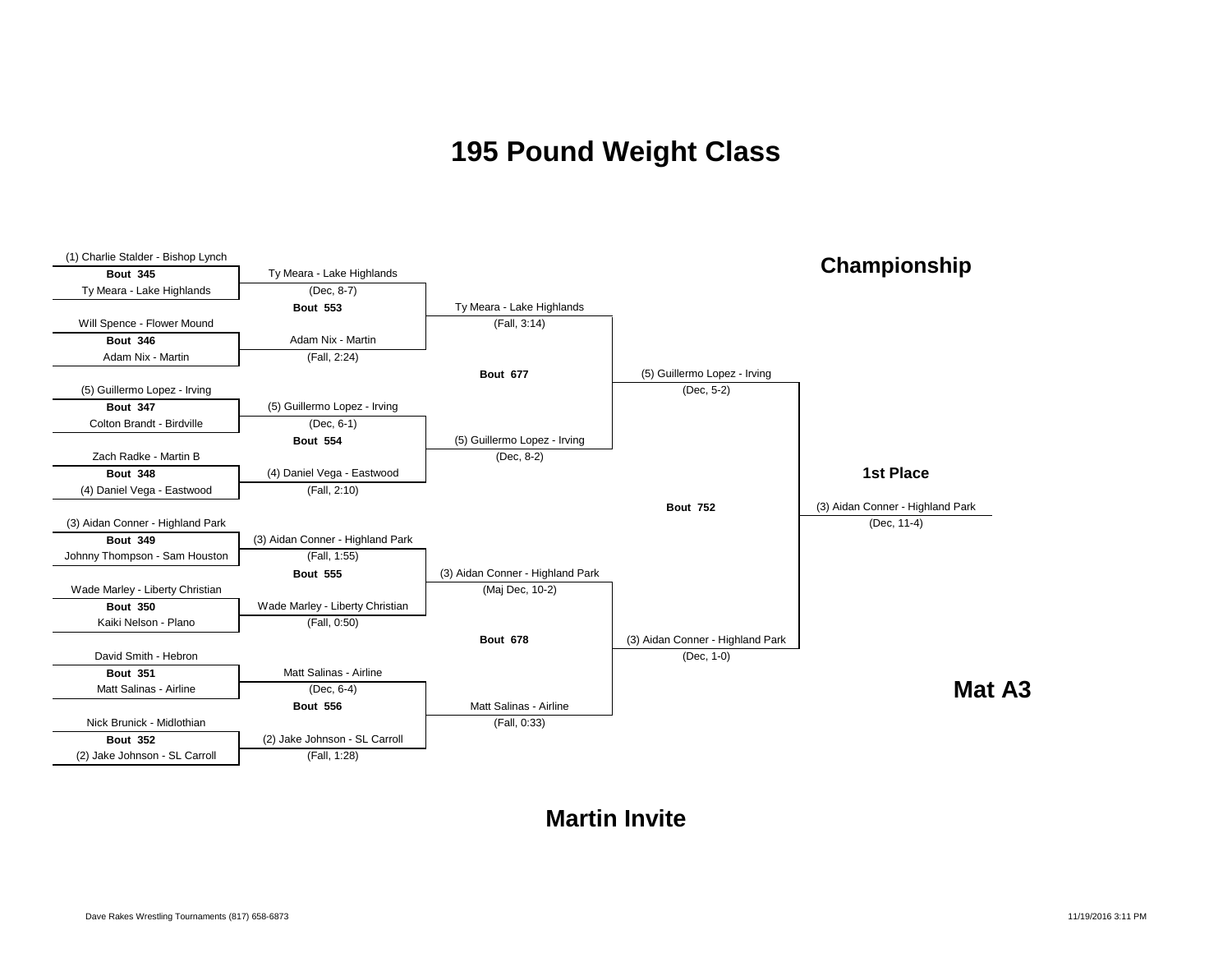# 195 Pound Weight Class

## Championship

### First Round

- **Bout 345**: (1) Charlie Stalder - Bishop Lynch vs. Ty Meara - Lake Highlands
- **Bout 346**: Will Spence - Flower Mound vs. Adam Nix - Martin
- **Bout 347**: (5) Guillermo Lopez - Irving vs. Colton Brandt - Birdville
- **Bout 348**: Zach Radke - Martin B vs. (4) Daniel Vega - Eastwood
- **Bout 349**: (3) Aidan Conner - Highland Park vs. Johnny Thompson - Sam Houston
- **Bout 350**: Wade Marley - Liberty Christian vs. Kaiki Nelson - Plano
- **Bout 351**: David Smith - Hebron vs. Matt Salinas - Airline
- **Bout 352**: Nick Brunick - Midlothian vs. (2) Jake Johnson - SL Carroll

### Second Round

- Ty Meara - Lake Highlands (Dec, 8-7)
- **Bout 553**
- Adam Nix - Martin (Fall, 2:24)
- (5) Guillermo Lopez - Irving (Dec, 6-1)
- **Bout 554**
- (4) Daniel Vega - Eastwood (Fall, 2:10)
- (3) Aidan Conner - Highland Park (Fall, 1:55)
- **Bout 555**
- Wade Marley - Liberty Christian (Fall, 0:50)
- Matt Salinas - Airline (Dec, 6-4)
- **Bout 556**
- (2) Jake Johnson - SL Carroll (Fall, 1:28)

### Semifinals

- Ty Meara - Lake Highlands (Fall, 3:14)
- **Bout 677**
- (5) Guillermo Lopez - Irving (Dec, 8-2)
- (3) Aidan Conner - Highland Park (Maj Dec, 10-2)
- **Bout 678**
- Matt Salinas - Airline (Fall, 0:33)

### Finals

- (5) Guillermo Lopez - Irving (Dec, 5-2)
- **Bout 752**
- (3) Aidan Conner - Highland Park (Dec, 1-0)

### 1st Place

(3) Aidan Conner - Highland Park (Dec, 11-4)

**Mat A3**

## Martin Invite

Dave Rakes Wrestling Tournaments (817) 658-6873

11/19/2016 3:11 PM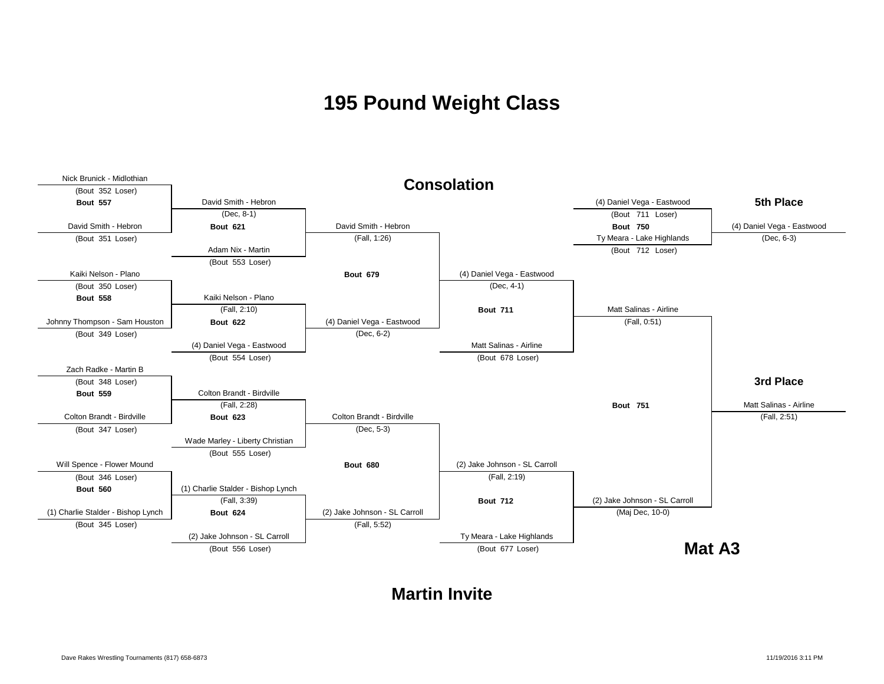# 195 Pound Weight Class

## Consolation

### Bout 557
- Nick Brunick - Midlothian (Bout 352 Loser)
- David Smith - Hebron (Bout 351 Loser)

### Bout 558
- Kaiki Nelson - Plano (Bout 350 Loser)
- Johnny Thompson - Sam Houston (Bout 349 Loser)

### Bout 559
- Zach Radke - Martin B (Bout 348 Loser)
- Colton Brandt - Birdville (Bout 347 Loser)

### Bout 560
- Will Spence - Flower Mound (Bout 346 Loser)
- (1) Charlie Stalder - Bishop Lynch (Bout 345 Loser)

### Bout 621
- David Smith - Hebron (Dec, 8-1)
- Adam Nix - Martin (Bout 553 Loser)

### Bout 622
- Kaiki Nelson - Plano (Fall, 2:10)
- (4) Daniel Vega - Eastwood (Bout 554 Loser)

### Bout 623
- Colton Brandt - Birdville (Fall, 2:28)
- Wade Marley - Liberty Christian (Bout 555 Loser)

### Bout 624
- (1) Charlie Stalder - Bishop Lynch (Fall, 3:39)
- (2) Jake Johnson - SL Carroll (Bout 556 Loser)

### Bout 679
- David Smith - Hebron (Fall, 1:26)
- (4) Daniel Vega - Eastwood (Dec, 6-2)

### Bout 680
- Colton Brandt - Birdville (Dec, 5-3)
- (2) Jake Johnson - SL Carroll (Fall, 5:52)

### Bout 711
- (4) Daniel Vega - Eastwood (Dec, 4-1)
- Matt Salinas - Airline (Bout 678 Loser)

### Bout 712
- (2) Jake Johnson - SL Carroll (Fall, 2:19)
- Ty Meara - Lake Highlands (Bout 677 Loser)

### Bout 750
- (4) Daniel Vega - Eastwood (Bout 711 Loser)
- Ty Meara - Lake Highlands (Bout 712 Loser)

### Bout 751
- Matt Salinas - Airline (Fall, 0:51)
- (2) Jake Johnson - SL Carroll (Maj Dec, 10-0)

## 5th Place

(4) Daniel Vega - Eastwood (Dec, 6-3)

## 3rd Place

Matt Salinas - Airline (Fall, 2:51)

**Mat A3**

**Martin Invite**

Dave Rakes Wrestling Tournaments (817) 658-6873

11/19/2016 3:11 PM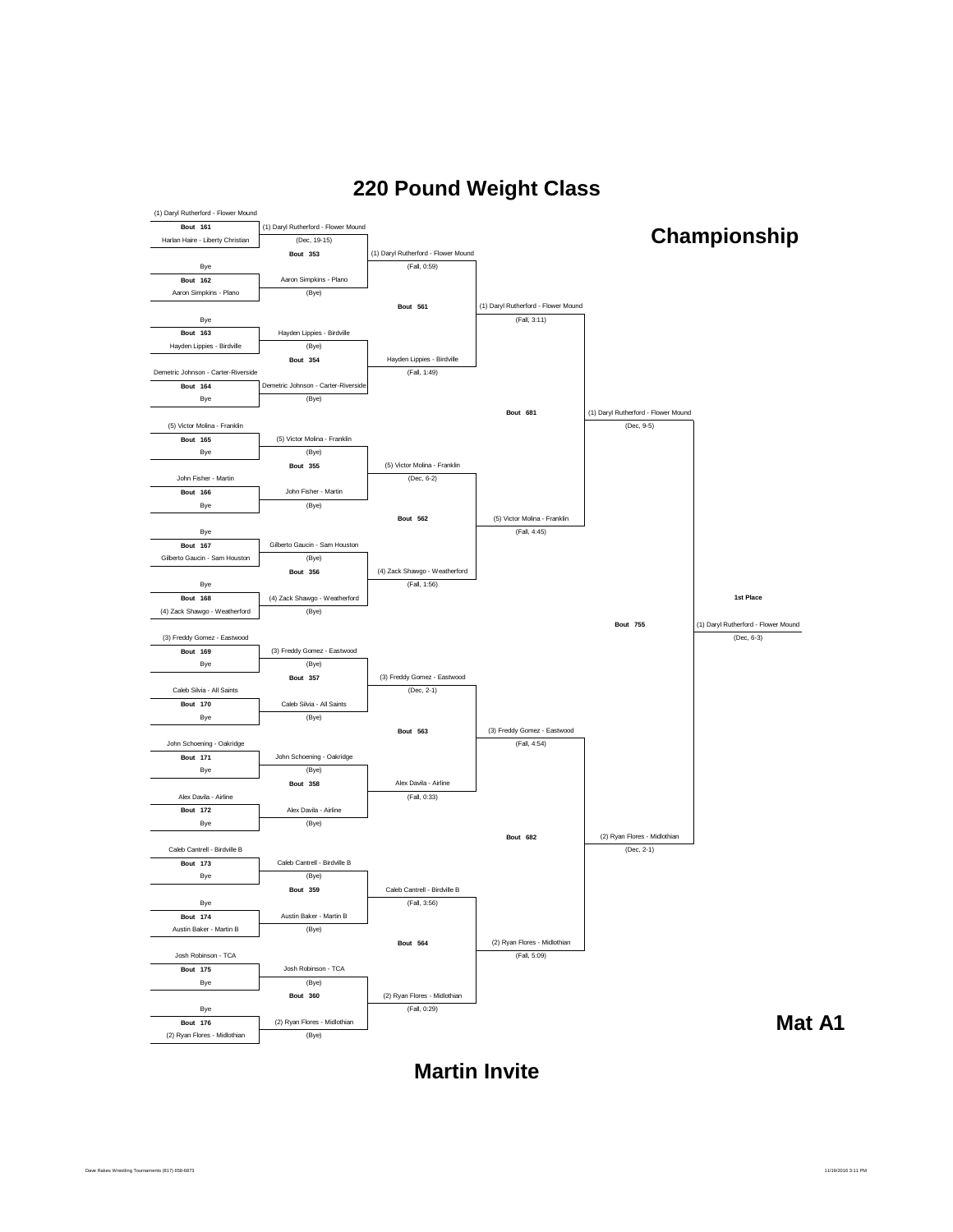# 220 Pound Weight Class

## Championship

### First Round

| Bout | Wrestler 1 | Wrestler 2 | Winner | Result |
|---|---|---|---|---|
| Bout 161 | (1) Daryl Rutherford - Flower Mound | Harlan Haire - Liberty Christian | (1) Daryl Rutherford - Flower Mound | (Dec, 19-15) |
| Bout 162 | Bye | Aaron Simpkins - Plano | Aaron Simpkins - Plano | (Bye) |
| Bout 163 | Bye | Hayden Lippies - Birdville | Hayden Lippies - Birdville | (Bye) |
| Bout 164 | Demetric Johnson - Carter-Riverside | Bye | Demetric Johnson - Carter-Riverside | (Bye) |
| Bout 165 | (5) Victor Molina - Franklin | Bye | (5) Victor Molina - Franklin | (Bye) |
| Bout 166 | John Fisher - Martin | Bye | John Fisher - Martin | (Bye) |
| Bout 167 | Bye | Gilberto Gaucin - Sam Houston | Gilberto Gaucin - Sam Houston | (Bye) |
| Bout 168 | Bye | (4) Zack Shawgo - Weatherford | (4) Zack Shawgo - Weatherford | (Bye) |
| Bout 169 | (3) Freddy Gomez - Eastwood | Bye | (3) Freddy Gomez - Eastwood | (Bye) |
| Bout 170 | Caleb Silvia - All Saints | Bye | Caleb Silvia - All Saints | (Bye) |
| Bout 171 | John Schoening - Oakridge | Bye | John Schoening - Oakridge | (Bye) |
| Bout 172 | Alex Davila - Airline | Bye | Alex Davila - Airline | (Bye) |
| Bout 173 | Caleb Cantrell - Birdville B | Bye | Caleb Cantrell - Birdville B | (Bye) |
| Bout 174 | Bye | Austin Baker - Martin B | Austin Baker - Martin B | (Bye) |
| Bout 175 | Josh Robinson - TCA | Bye | Josh Robinson - TCA | (Bye) |
| Bout 176 | Bye | (2) Ryan Flores - Midlothian | (2) Ryan Flores - Midlothian | (Bye) |

### Second Round

| Bout | Winner | Result |
|---|---|---|
| Bout 353 | (1) Daryl Rutherford - Flower Mound | (Fall, 0:59) |
| Bout 354 | Hayden Lippies - Birdville | (Fall, 1:49) |
| Bout 355 | (5) Victor Molina - Franklin | (Dec, 6-2) |
| Bout 356 | (4) Zack Shawgo - Weatherford | (Fall, 1:56) |
| Bout 357 | (3) Freddy Gomez - Eastwood | (Dec, 2-1) |
| Bout 358 | Alex Davila - Airline | (Fall, 0:33) |
| Bout 359 | Caleb Cantrell - Birdville B | (Fall, 3:56) |
| Bout 360 | (2) Ryan Flores - Midlothian | (Fall, 0:29) |

### Quarterfinals

| Bout | Winner | Result |
|---|---|---|
| Bout 561 | (1) Daryl Rutherford - Flower Mound | (Fall, 3:11) |
| Bout 562 | (5) Victor Molina - Franklin | (Fall, 4:45) |
| Bout 563 | (3) Freddy Gomez - Eastwood | (Fall, 4:54) |
| Bout 564 | (2) Ryan Flores - Midlothian | (Fall, 5:09) |

### Semifinals

| Bout | Winner | Result |
|---|---|---|
| Bout 681 | (1) Daryl Rutherford - Flower Mound | (Dec, 9-5) |
| Bout 682 | (2) Ryan Flores - Midlothian | (Dec, 2-1) |

### Final

| Bout | 1st Place | Result |
|---|---|---|
| Bout 755 | (1) Daryl Rutherford - Flower Mound | (Dec, 6-3) |

**Mat A1**

**Martin Invite**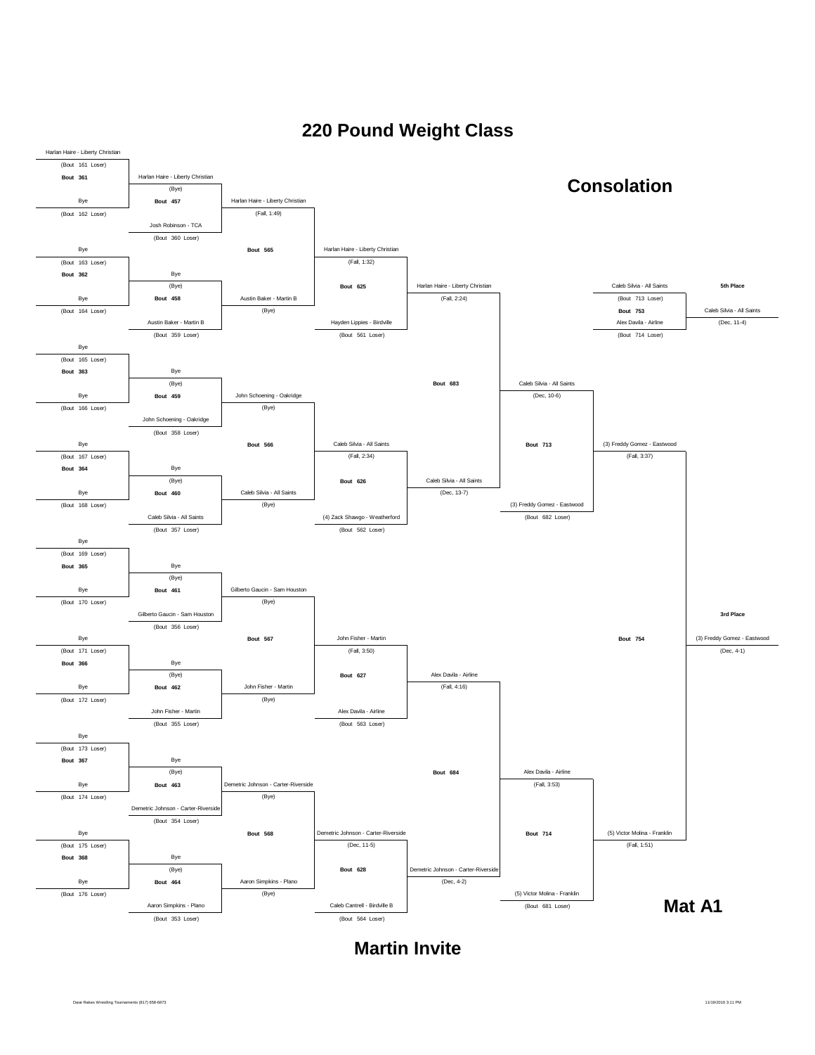# 220 Pound Weight Class

## Consolation

### Round 1

- **Bout 361**: Harlan Haire - Liberty Christian (Bout 161 Loser) vs. Bye (Bout 162 Loser)
- **Bout 362**: Bye (Bout 163 Loser) vs. Bye (Bout 164 Loser)
- **Bout 363**: Bye (Bout 165 Loser) vs. Bye (Bout 166 Loser)
- **Bout 364**: Bye (Bout 167 Loser) vs. Bye (Bout 168 Loser)
- **Bout 365**: Bye (Bout 169 Loser) vs. Bye (Bout 170 Loser)
- **Bout 366**: Bye (Bout 171 Loser) vs. Bye (Bout 172 Loser)
- **Bout 367**: Bye (Bout 173 Loser) vs. Bye (Bout 174 Loser)
- **Bout 368**: Bye (Bout 175 Loser) vs. Bye (Bout 176 Loser)

### Round 2

- **Bout 457**: Harlan Haire - Liberty Christian (Bye) vs. Josh Robinson - TCA (Bout 360 Loser)
- **Bout 458**: Bye (Bye) vs. Austin Baker - Martin B (Bout 359 Loser)
- **Bout 459**: Bye (Bye) vs. John Schoening - Oakridge (Bout 358 Loser)
- **Bout 460**: Bye (Bye) vs. Caleb Silvia - All Saints (Bout 357 Loser)
- **Bout 461**: Bye (Bye) vs. Gilberto Gaucin - Sam Houston (Bout 356 Loser)
- **Bout 462**: Bye (Bye) vs. John Fisher - Martin (Bout 355 Loser)
- **Bout 463**: Bye (Bye) vs. Demetric Johnson - Carter-Riverside (Bout 354 Loser)
- **Bout 464**: Bye (Bye) vs. Aaron Simpkins - Plano (Bout 353 Loser)

### Round 3

- **Bout 565**: Harlan Haire - Liberty Christian (Fall, 1:49) vs. Austin Baker - Martin B (Bye)
- **Bout 566**: John Schoening - Oakridge (Bye) vs. Caleb Silvia - All Saints (Bye)
- **Bout 567**: Gilberto Gaucin - Sam Houston (Bye) vs. John Fisher - Martin (Bye)
- **Bout 568**: Demetric Johnson - Carter-Riverside (Bye) vs. Aaron Simpkins - Plano (Bye)

### Round 4

- **Bout 625**: Harlan Haire - Liberty Christian (Fall, 1:32) vs. Hayden Lippies - Birdville (Bout 561 Loser)
- **Bout 626**: Caleb Silvia - All Saints (Fall, 2:34) vs. (4) Zack Shawgo - Weatherford (Bout 562 Loser)
- **Bout 627**: John Fisher - Martin (Fall, 3:50) vs. Alex Davila - Airline (Bout 563 Loser)
- **Bout 628**: Demetric Johnson - Carter-Riverside (Dec, 11-5) vs. Caleb Cantrell - Birdville B (Bout 564 Loser)

### Round 5

- **Bout 683**: Harlan Haire - Liberty Christian (Fall, 2:24) vs. Caleb Silvia - All Saints (Dec, 13-7)
- **Bout 684**: Alex Davila - Airline (Fall, 4:16) vs. Demetric Johnson - Carter-Riverside (Dec, 4-2)

### Round 6

- **Bout 713**: Caleb Silvia - All Saints (Dec, 10-6) vs. (3) Freddy Gomez - Eastwood (Bout 682 Loser)
- **Bout 714**: Alex Davila - Airline (Fall, 3:53) vs. (5) Victor Molina - Franklin (Bout 681 Loser)

### 5th Place

- **Bout 753**: Caleb Silvia - All Saints (Bout 713 Loser) vs. Alex Davila - Airline (Bout 714 Loser)
- 5th Place: Caleb Silvia - All Saints (Dec, 11-4)

### 3rd Place

- **Bout 754**: (3) Freddy Gomez - Eastwood (Fall, 3:37) vs. (5) Victor Molina - Franklin (Fall, 1:51)
- 3rd Place: (3) Freddy Gomez - Eastwood (Dec, 4-1)

**Mat A1**

**Martin Invite**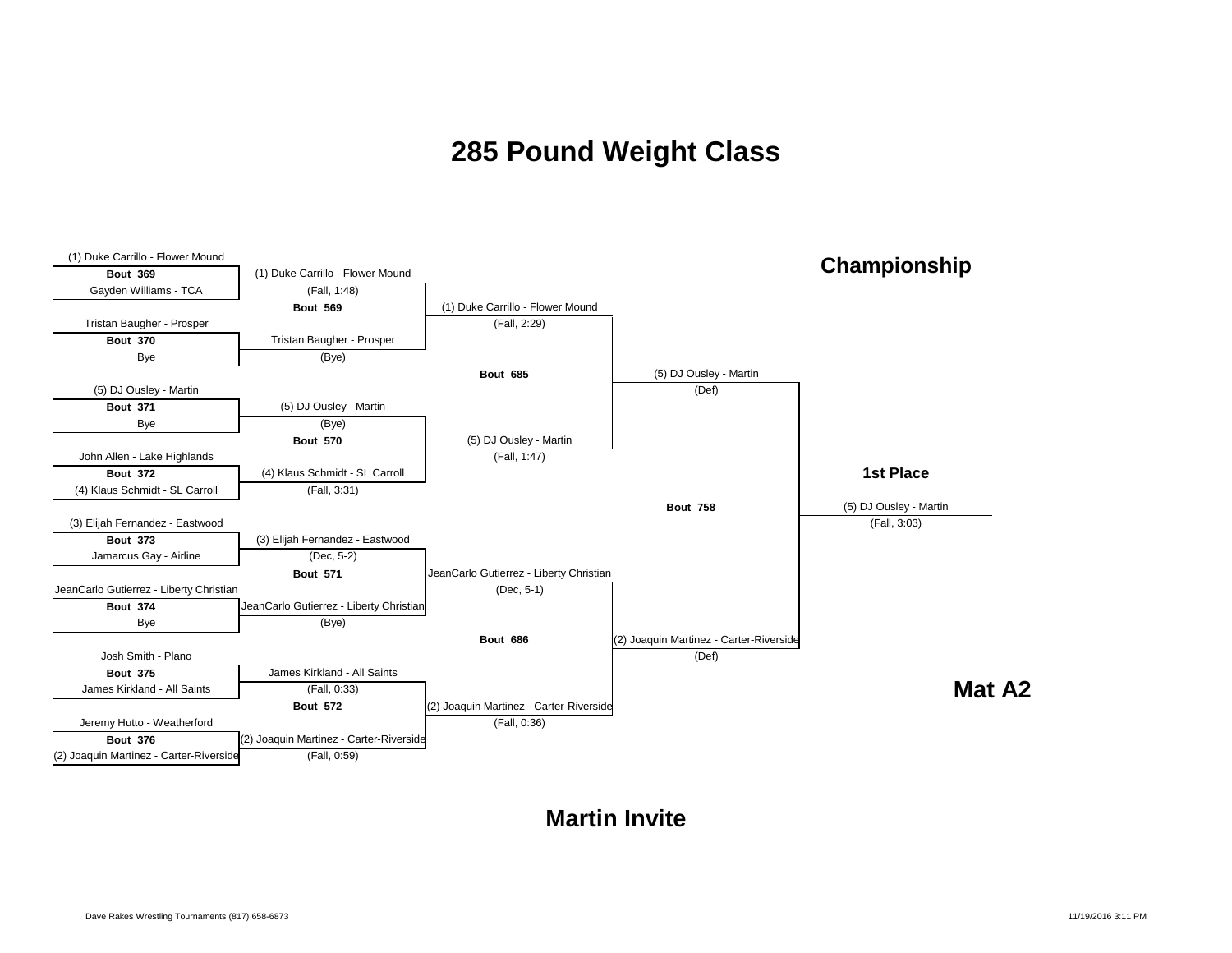# 285 Pound Weight Class

## Championship

### Round 1

| Bout | Wrestler 1 | Wrestler 2 |
|---|---|---|
| Bout 369 | (1) Duke Carrillo - Flower Mound | Gayden Williams - TCA |
| Bout 370 | Tristan Baugher - Prosper | Bye |
| Bout 371 | (5) DJ Ousley - Martin | Bye |
| Bout 372 | John Allen - Lake Highlands | (4) Klaus Schmidt - SL Carroll |
| Bout 373 | (3) Elijah Fernandez - Eastwood | Jamarcus Gay - Airline |
| Bout 374 | JeanCarlo Gutierrez - Liberty Christian | Bye |
| Bout 375 | Josh Smith - Plano | James Kirkland - All Saints |
| Bout 376 | Jeremy Hutto - Weatherford | (2) Joaquin Martinez - Carter-Riverside |

### Round 1 Results

| Winner | Result |
|---|---|
| (1) Duke Carrillo - Flower Mound | (Fall, 1:48) |
| Tristan Baugher - Prosper | (Bye) |
| (5) DJ Ousley - Martin | (Bye) |
| (4) Klaus Schmidt - SL Carroll | (Fall, 3:31) |
| (3) Elijah Fernandez - Eastwood | (Dec, 5-2) |
| JeanCarlo Gutierrez - Liberty Christian | (Bye) |
| James Kirkland - All Saints | (Fall, 0:33) |
| (2) Joaquin Martinez - Carter-Riverside | (Fall, 0:59) |

### Quarterfinals

| Bout | Winner | Result |
|---|---|---|
| Bout 569 | (1) Duke Carrillo - Flower Mound | (Fall, 2:29) |
| Bout 570 | (5) DJ Ousley - Martin | (Fall, 1:47) |
| Bout 571 | JeanCarlo Gutierrez - Liberty Christian | (Dec, 5-1) |
| Bout 572 | (2) Joaquin Martinez - Carter-Riverside | (Fall, 0:36) |

### Semifinals

| Bout | Winner | Result |
|---|---|---|
| Bout 685 | (5) DJ Ousley - Martin | (Def) |
| Bout 686 | (2) Joaquin Martinez - Carter-Riverside | (Def) |

### Final

**Bout 758**

**1st Place**

(5) DJ Ousley - Martin

(Fall, 3:03)

**Mat A2**

## Martin Invite

Dave Rakes Wrestling Tournaments (817) 658-6873

11/19/2016 3:11 PM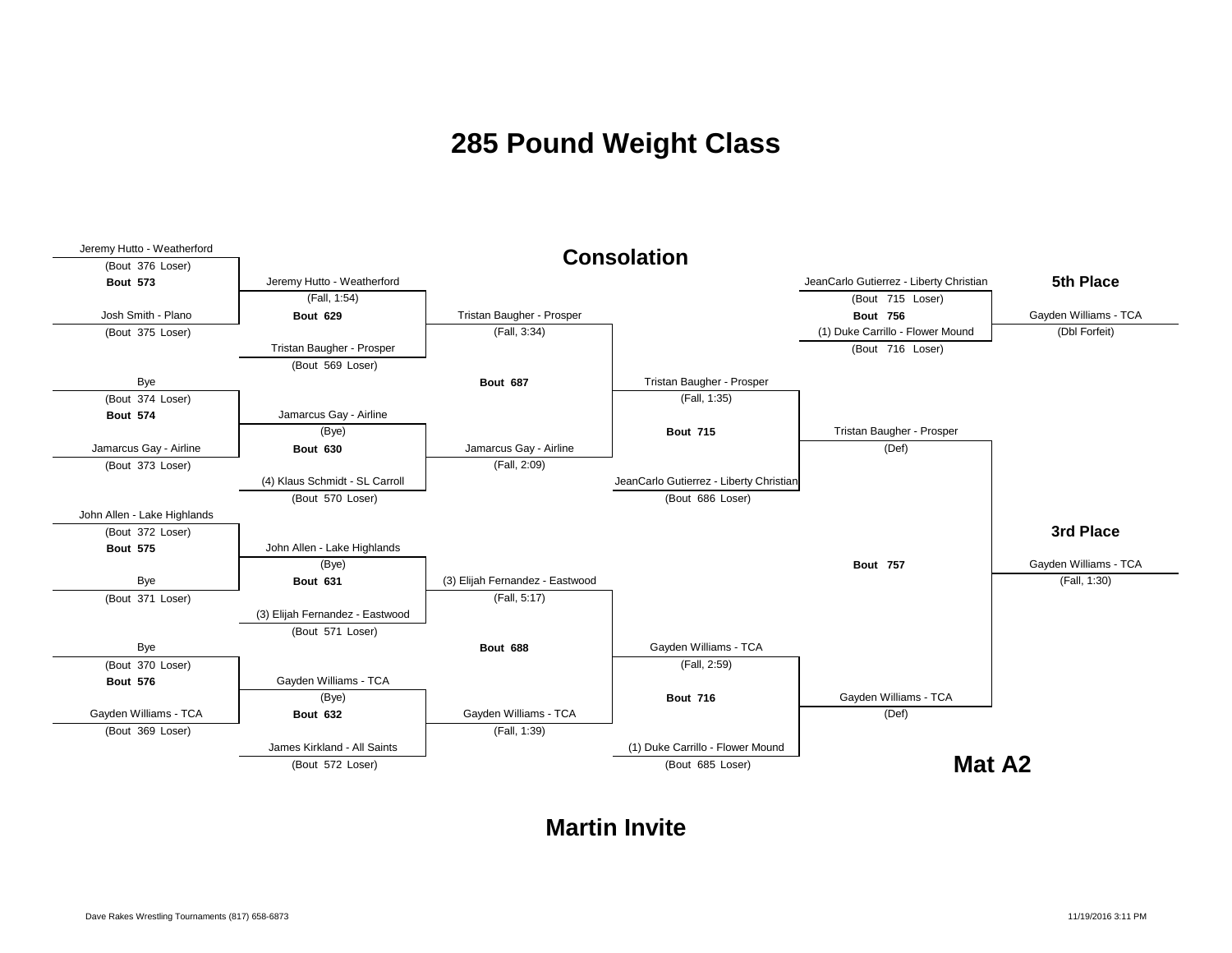# 285 Pound Weight Class

## Consolation

Jeremy Hutto - Weatherford
(Bout 376 Loser)
**Bout 573**
Josh Smith - Plano
(Bout 375 Loser)

Jeremy Hutto - Weatherford
(Fall, 1:54)
**Bout 629**
Tristan Baugher - Prosper
(Bout 569 Loser)

Bye
(Bout 374 Loser)
**Bout 574**
Jamarcus Gay - Airline
(Bout 373 Loser)

Jamarcus Gay - Airline
(Bye)
**Bout 630**
(4) Klaus Schmidt - SL Carroll
(Bout 570 Loser)

John Allen - Lake Highlands
(Bout 372 Loser)
**Bout 575**
Bye
(Bout 371 Loser)

John Allen - Lake Highlands
(Bye)
**Bout 631**
(3) Elijah Fernandez - Eastwood
(Bout 571 Loser)

Bye
(Bout 370 Loser)
**Bout 576**
Gayden Williams - TCA
(Bout 369 Loser)

Gayden Williams - TCA
(Bye)
**Bout 632**
James Kirkland - All Saints
(Bout 572 Loser)

Tristan Baugher - Prosper
(Fall, 3:34)
**Bout 687**
Jamarcus Gay - Airline
(Fall, 2:09)

(3) Elijah Fernandez - Eastwood
(Fall, 5:17)
**Bout 688**
Gayden Williams - TCA
(Fall, 1:39)

Tristan Baugher - Prosper
(Fall, 1:35)
**Bout 715**
JeanCarlo Gutierrez - Liberty Christian
(Bout 686 Loser)

Gayden Williams - TCA
(Fall, 2:59)
**Bout 716**
(1) Duke Carrillo - Flower Mound
(Bout 685 Loser)

JeanCarlo Gutierrez - Liberty Christian
(Bout 715 Loser)
**Bout 756**
(1) Duke Carrillo - Flower Mound
(Bout 716 Loser)

**5th Place**
Gayden Williams - TCA
(Dbl Forfeit)

Tristan Baugher - Prosper
(Def)
**Bout 757**
Gayden Williams - TCA
(Def)

**3rd Place**
Gayden Williams - TCA
(Fall, 1:30)

**Mat A2**

**Martin Invite**

Dave Rakes Wrestling Tournaments (817) 658-6873

11/19/2016 3:11 PM